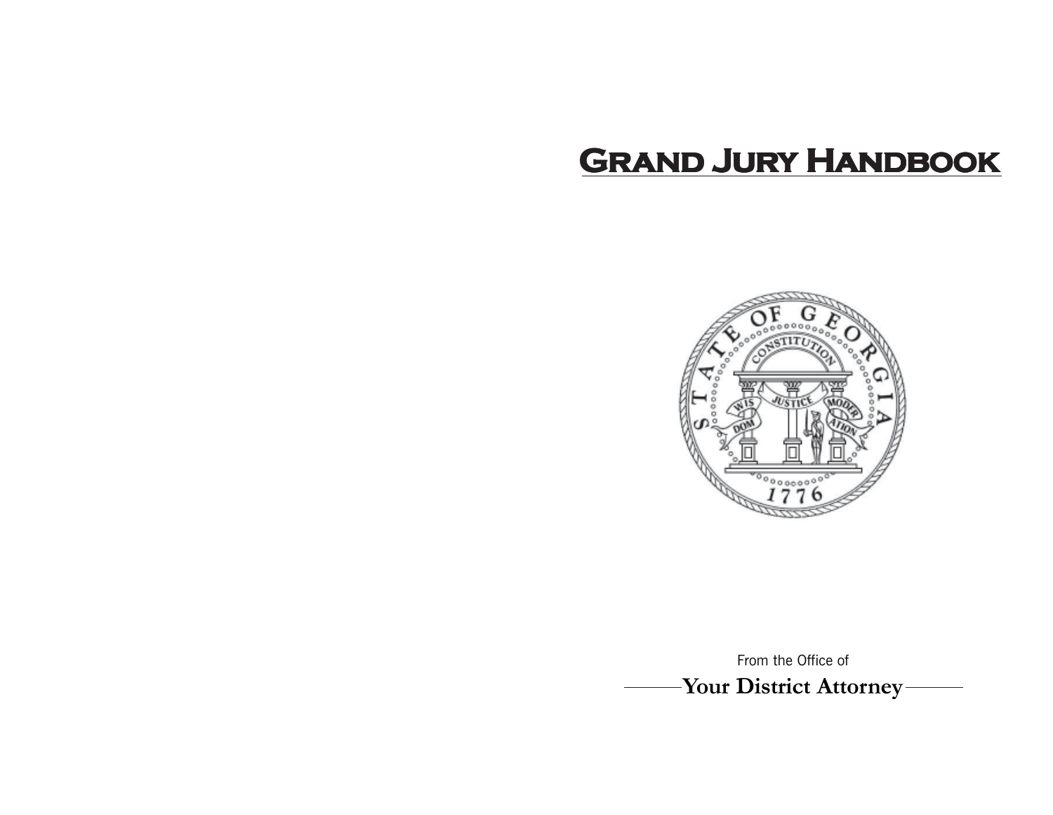# Grand Jury Handbook

From the Office of

**Your District Attorney**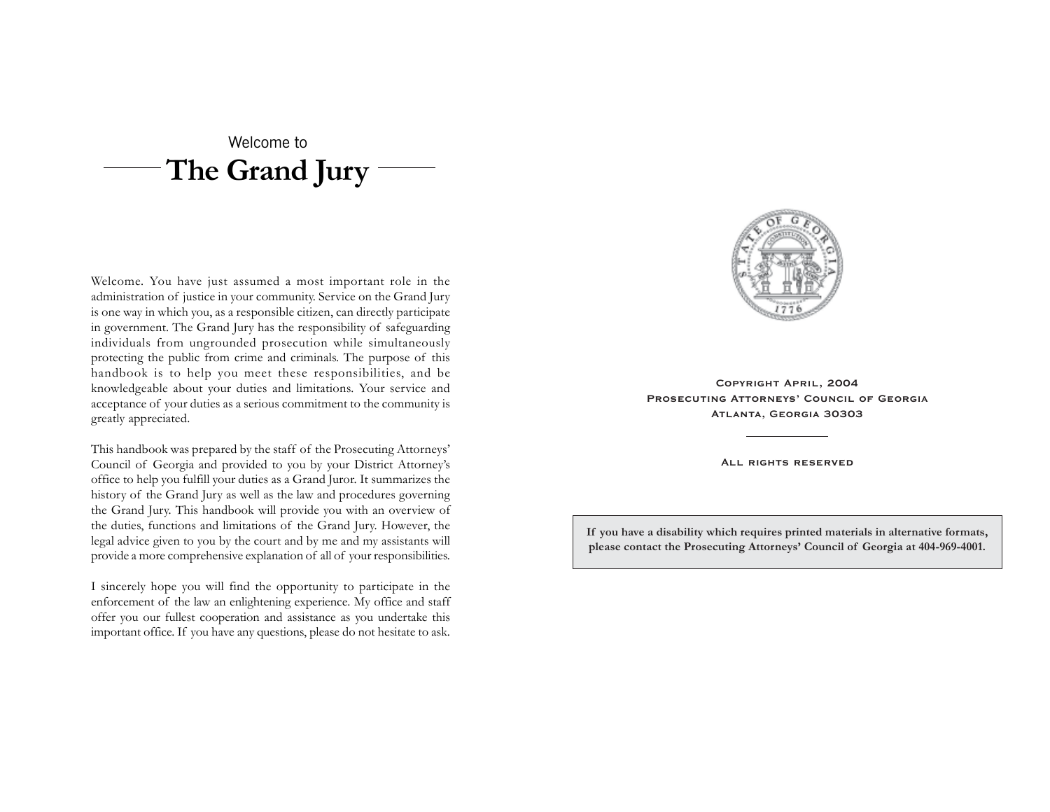Welcome to

# The Grand Jury

Welcome. You have just assumed a most important role in the administration of justice in your community. Service on the Grand Jury is one way in which you, as a responsible citizen, can directly participate in government. The Grand Jury has the responsibility of safeguarding individuals from ungrounded prosecution while simultaneously protecting the public from crime and criminals. The purpose of this handbook is to help you meet these responsibilities, and be knowledgeable about your duties and limitations. Your service and acceptance of your duties as a serious commitment to the community is greatly appreciated.

This handbook was prepared by the staff of the Prosecuting Attorneys' Council of Georgia and provided to you by your District Attorney's office to help you fulfill your duties as a Grand Juror. It summarizes the history of the Grand Jury as well as the law and procedures governing the Grand Jury. This handbook will provide you with an overview of the duties, functions and limitations of the Grand Jury. However, the legal advice given to you by the court and by me and my assistants will provide a more comprehensive explanation of all of your responsibilities.

I sincerely hope you will find the opportunity to participate in the enforcement of the law an enlightening experience. My office and staff offer you our fullest cooperation and assistance as you undertake this important office. If you have any questions, please do not hesitate to ask.

Copyright April, 2004
Prosecuting Attorneys' Council of Georgia
Atlanta, Georgia 30303

All rights reserved

**If you have a disability which requires printed materials in alternative formats, please contact the Prosecuting Attorneys' Council of Georgia at 404-969-4001.**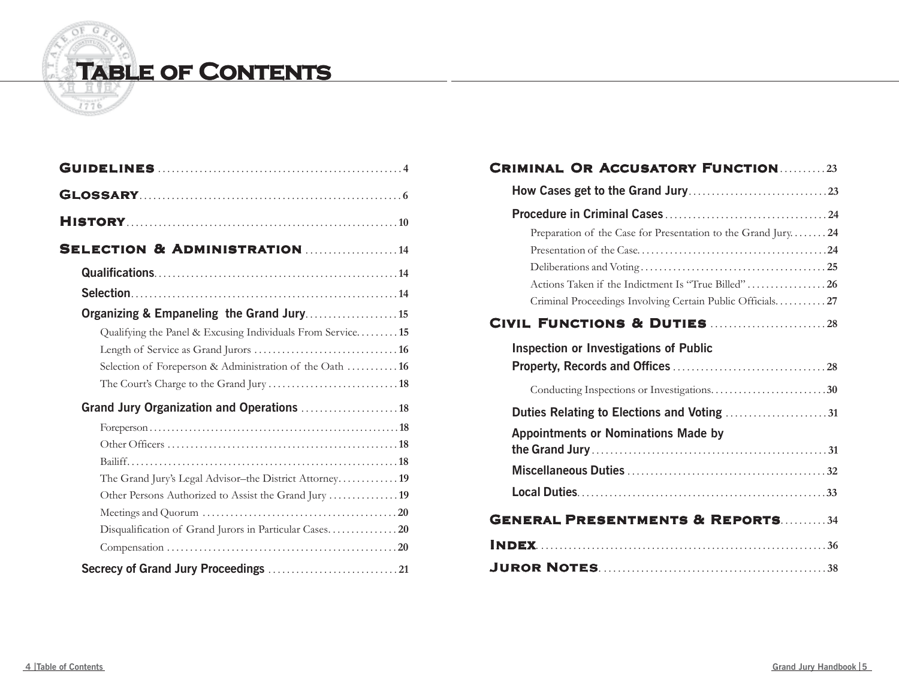# Table of Contents

**Guidelines** .......... 4

**Glossary** .......... 6

**History** .......... 10

**Selection & Administration** .......... 14

- **Qualifications** .......... 14
- **Selection** .......... 14
- **Organizing & Empaneling the Grand Jury** .......... 15
  - Qualifying the Panel & Excusing Individuals From Service .......... 15
  - Length of Service as Grand Jurors .......... 16
  - Selection of Foreperson & Administration of the Oath .......... 16
  - The Court's Charge to the Grand Jury .......... 18
- **Grand Jury Organization and Operations** .......... 18
  - Foreperson .......... 18
  - Other Officers .......... 18
  - Bailiff .......... 18
  - The Grand Jury's Legal Advisor–the District Attorney .......... 19
  - Other Persons Authorized to Assist the Grand Jury .......... 19
  - Meetings and Quorum .......... 20
  - Disqualification of Grand Jurors in Particular Cases .......... 20
  - Compensation .......... 20
- **Secrecy of Grand Jury Proceedings** .......... 21

**Criminal Or Accusatory Function** .......... 23

- **How Cases get to the Grand Jury** .......... 23
- **Procedure in Criminal Cases** .......... 24
  - Preparation of the Case for Presentation to the Grand Jury .......... 24
  - Presentation of the Case .......... 24
  - Deliberations and Voting .......... 25
  - Actions Taken if the Indictment Is "True Billed" .......... 26
  - Criminal Proceedings Involving Certain Public Officials .......... 27

**Civil Functions & Duties** .......... 28

- **Inspection or Investigations of Public Property, Records and Offices** .......... 28
  - Conducting Inspections or Investigations .......... 30
- **Duties Relating to Elections and Voting** .......... 31
- **Appointments or Nominations Made by the Grand Jury** .......... 31
- **Miscellaneous Duties** .......... 32
- **Local Duties** .......... 33

**General Presentments & Reports** .......... 34

**Index** .......... 36

**Juror Notes** .......... 38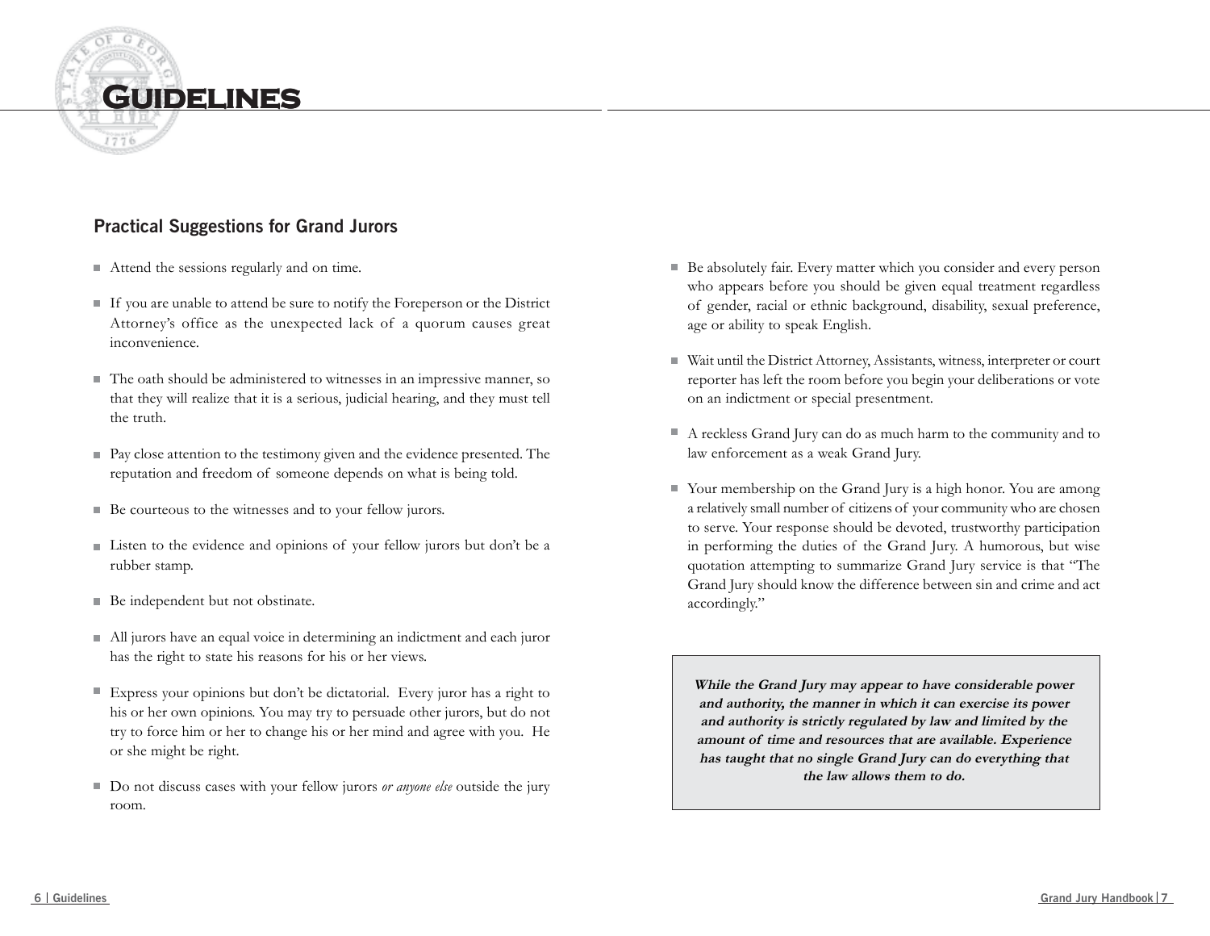# Guidelines

## Practical Suggestions for Grand Jurors

- Attend the sessions regularly and on time.
- If you are unable to attend be sure to notify the Foreperson or the District Attorney's office as the unexpected lack of a quorum causes great inconvenience.
- The oath should be administered to witnesses in an impressive manner, so that they will realize that it is a serious, judicial hearing, and they must tell the truth.
- Pay close attention to the testimony given and the evidence presented. The reputation and freedom of someone depends on what is being told.
- Be courteous to the witnesses and to your fellow jurors.
- Listen to the evidence and opinions of your fellow jurors but don't be a rubber stamp.
- Be independent but not obstinate.
- All jurors have an equal voice in determining an indictment and each juror has the right to state his reasons for his or her views.
- Express your opinions but don't be dictatorial. Every juror has a right to his or her own opinions. You may try to persuade other jurors, but do not try to force him or her to change his or her mind and agree with you. He or she might be right.
- Do not discuss cases with your fellow jurors *or anyone else* outside the jury room.
- Be absolutely fair. Every matter which you consider and every person who appears before you should be given equal treatment regardless of gender, racial or ethnic background, disability, sexual preference, age or ability to speak English.
- Wait until the District Attorney, Assistants, witness, interpreter or court reporter has left the room before you begin your deliberations or vote on an indictment or special presentment.
- A reckless Grand Jury can do as much harm to the community and to law enforcement as a weak Grand Jury.
- Your membership on the Grand Jury is a high honor. You are among a relatively small number of citizens of your community who are chosen to serve. Your response should be devoted, trustworthy participation in performing the duties of the Grand Jury. A humorous, but wise quotation attempting to summarize Grand Jury service is that "The Grand Jury should know the difference between sin and crime and act accordingly."

> ***While the Grand Jury may appear to have considerable power and authority, the manner in which it can exercise its power and authority is strictly regulated by law and limited by the amount of time and resources that are available. Experience has taught that no single Grand Jury can do everything that the law allows them to do.***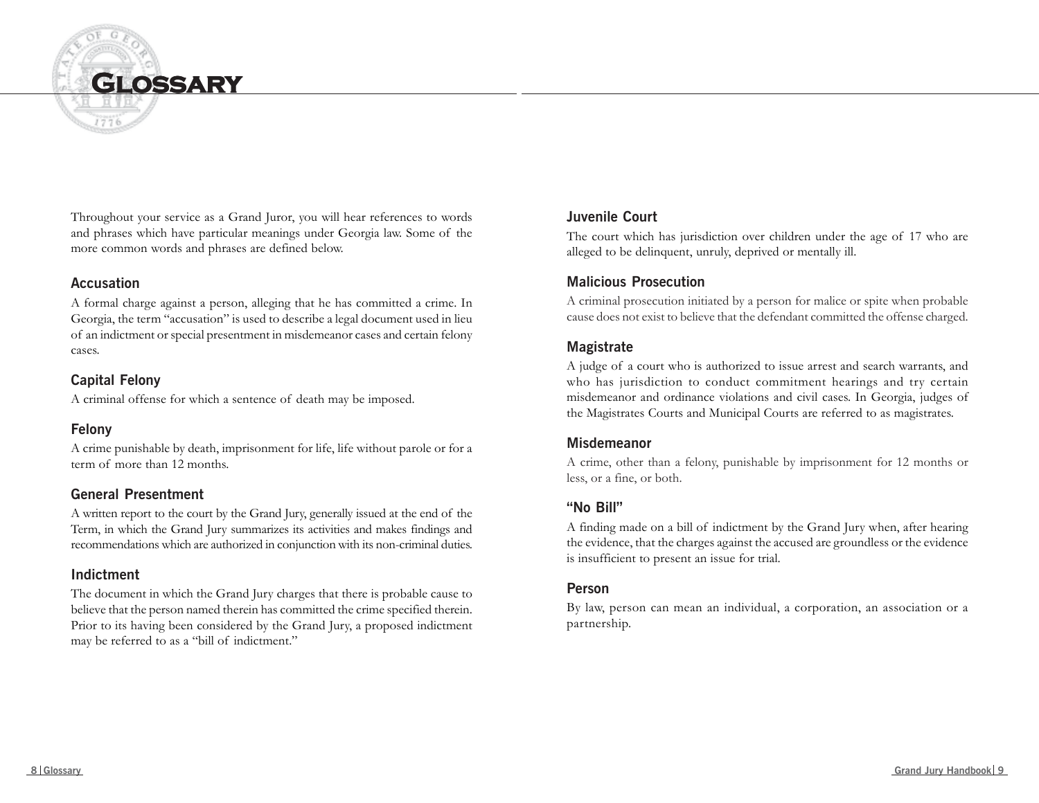# Glossary

Throughout your service as a Grand Juror, you will hear references to words and phrases which have particular meanings under Georgia law. Some of the more common words and phrases are defined below.

### Accusation

A formal charge against a person, alleging that he has committed a crime. In Georgia, the term "accusation" is used to describe a legal document used in lieu of an indictment or special presentment in misdemeanor cases and certain felony cases.

### Capital Felony

A criminal offense for which a sentence of death may be imposed.

### Felony

A crime punishable by death, imprisonment for life, life without parole or for a term of more than 12 months.

### General Presentment

A written report to the court by the Grand Jury, generally issued at the end of the Term, in which the Grand Jury summarizes its activities and makes findings and recommendations which are authorized in conjunction with its non-criminal duties.

### Indictment

The document in which the Grand Jury charges that there is probable cause to believe that the person named therein has committed the crime specified therein. Prior to its having been considered by the Grand Jury, a proposed indictment may be referred to as a "bill of indictment."

### Juvenile Court

The court which has jurisdiction over children under the age of 17 who are alleged to be delinquent, unruly, deprived or mentally ill.

### Malicious Prosecution

A criminal prosecution initiated by a person for malice or spite when probable cause does not exist to believe that the defendant committed the offense charged.

### Magistrate

A judge of a court who is authorized to issue arrest and search warrants, and who has jurisdiction to conduct commitment hearings and try certain misdemeanor and ordinance violations and civil cases. In Georgia, judges of the Magistrates Courts and Municipal Courts are referred to as magistrates.

### Misdemeanor

A crime, other than a felony, punishable by imprisonment for 12 months or less, or a fine, or both.

### "No Bill"

A finding made on a bill of indictment by the Grand Jury when, after hearing the evidence, that the charges against the accused are groundless or the evidence is insufficient to present an issue for trial.

### Person

By law, person can mean an individual, a corporation, an association or a partnership.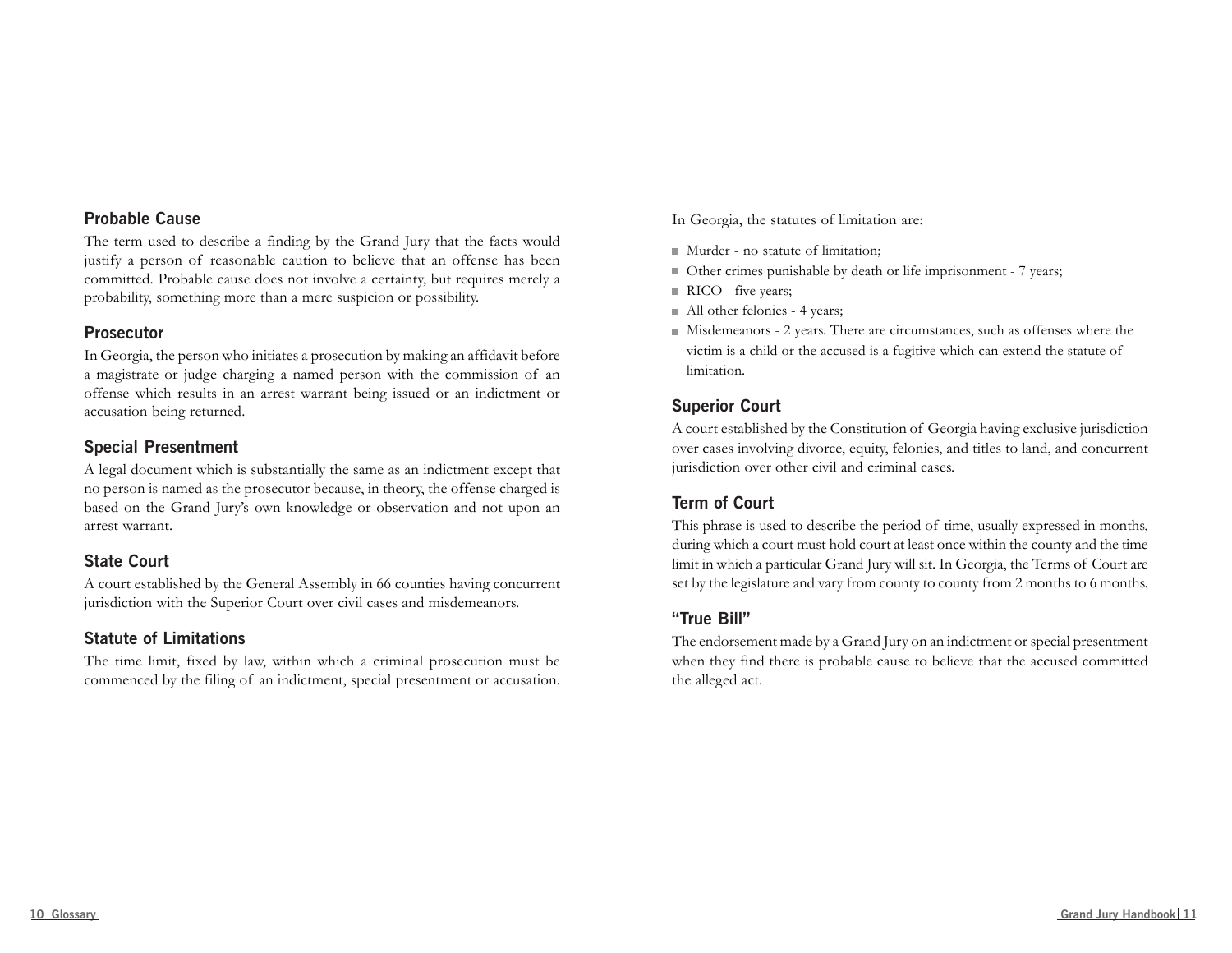### Probable Cause

The term used to describe a finding by the Grand Jury that the facts would justify a person of reasonable caution to believe that an offense has been committed. Probable cause does not involve a certainty, but requires merely a probability, something more than a mere suspicion or possibility.

### Prosecutor

In Georgia, the person who initiates a prosecution by making an affidavit before a magistrate or judge charging a named person with the commission of an offense which results in an arrest warrant being issued or an indictment or accusation being returned.

### Special Presentment

A legal document which is substantially the same as an indictment except that no person is named as the prosecutor because, in theory, the offense charged is based on the Grand Jury's own knowledge or observation and not upon an arrest warrant.

### State Court

A court established by the General Assembly in 66 counties having concurrent jurisdiction with the Superior Court over civil cases and misdemeanors.

### Statute of Limitations

The time limit, fixed by law, within which a criminal prosecution must be commenced by the filing of an indictment, special presentment or accusation.

In Georgia, the statutes of limitation are:

- Murder - no statute of limitation;
- Other crimes punishable by death or life imprisonment - 7 years;
- RICO - five years;
- All other felonies - 4 years;
- Misdemeanors - 2 years. There are circumstances, such as offenses where the victim is a child or the accused is a fugitive which can extend the statute of limitation.

### Superior Court

A court established by the Constitution of Georgia having exclusive jurisdiction over cases involving divorce, equity, felonies, and titles to land, and concurrent jurisdiction over other civil and criminal cases.

### Term of Court

This phrase is used to describe the period of time, usually expressed in months, during which a court must hold court at least once within the county and the time limit in which a particular Grand Jury will sit. In Georgia, the Terms of Court are set by the legislature and vary from county to county from 2 months to 6 months.

### "True Bill"

The endorsement made by a Grand Jury on an indictment or special presentment when they find there is probable cause to believe that the accused committed the alleged act.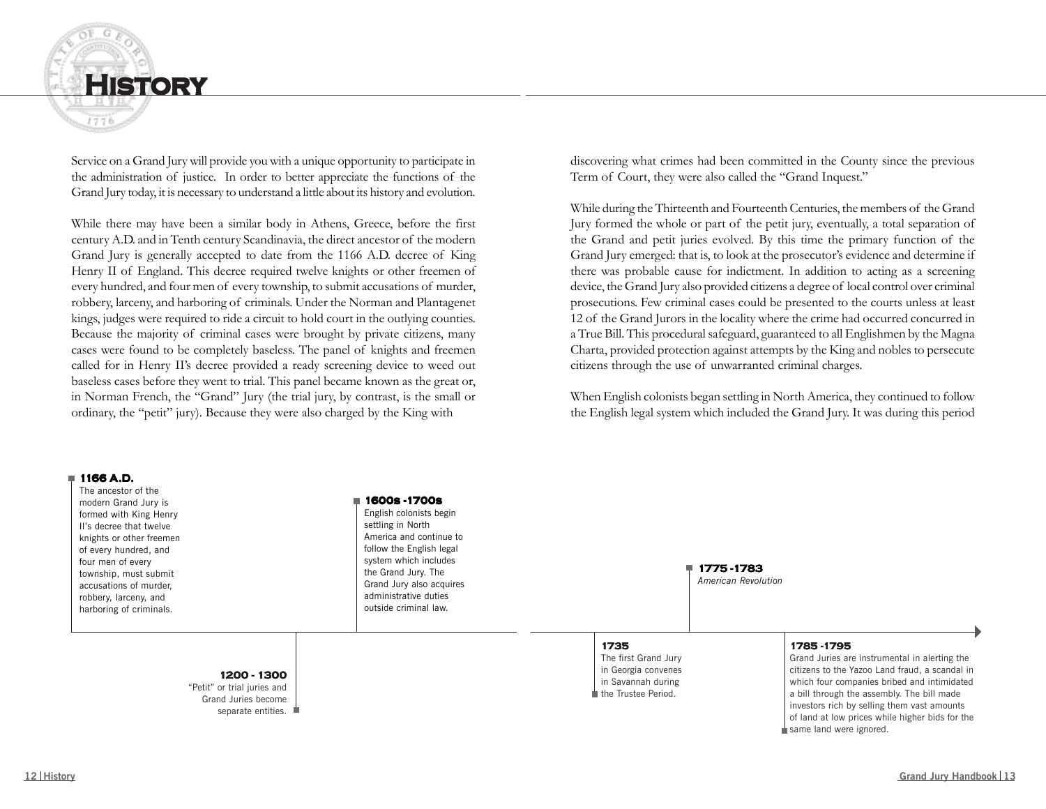# History

Service on a Grand Jury will provide you with a unique opportunity to participate in the administration of justice. In order to better appreciate the functions of the Grand Jury today, it is necessary to understand a little about its history and evolution.

While there may have been a similar body in Athens, Greece, before the first century A.D. and in Tenth century Scandinavia, the direct ancestor of the modern Grand Jury is generally accepted to date from the 1166 A.D. decree of King Henry II of England. This decree required twelve knights or other freemen of every hundred, and four men of every township, to submit accusations of murder, robbery, larceny, and harboring of criminals. Under the Norman and Plantagenet kings, judges were required to ride a circuit to hold court in the outlying counties. Because the majority of criminal cases were brought by private citizens, many cases were found to be completely baseless. The panel of knights and freemen called for in Henry II's decree provided a ready screening device to weed out baseless cases before they went to trial. This panel became known as the great or, in Norman French, the "Grand" Jury (the trial jury, by contrast, is the small or ordinary, the "petit" jury). Because they were also charged by the King with discovering what crimes had been committed in the County since the previous Term of Court, they were also called the "Grand Inquest."

While during the Thirteenth and Fourteenth Centuries, the members of the Grand Jury formed the whole or part of the petit jury, eventually, a total separation of the Grand and petit juries evolved. By this time the primary function of the Grand Jury emerged: that is, to look at the prosecutor's evidence and determine if there was probable cause for indictment. In addition to acting as a screening device, the Grand Jury also provided citizens a degree of local control over criminal prosecutions. Few criminal cases could be presented to the courts unless at least 12 of the Grand Jurors in the locality where the crime had occurred concurred in a True Bill. This procedural safeguard, guaranteed to all Englishmen by the Magna Charta, provided protection against attempts by the King and nobles to persecute citizens through the use of unwarranted criminal charges.

When English colonists began settling in North America, they continued to follow the English legal system which included the Grand Jury. It was during this period

**1166 A.D.**
The ancestor of the modern Grand Jury is formed with King Henry II's decree that twelve knights or other freemen of every hundred, and four men of every township, must submit accusations of murder, robbery, larceny, and harboring of criminals.

**1200 - 1300**
"Petit" or trial juries and Grand Juries become separate entities.

**1600s - 1700s**
English colonists begin settling in North America and continue to follow the English legal system which includes the Grand Jury. The Grand Jury also acquires administrative duties outside criminal law.

**1735**
The first Grand Jury in Georgia convenes in Savannah during the Trustee Period.

**1775 - 1783**
*American Revolution*

**1785 - 1795**
Grand Juries are instrumental in alerting the citizens to the Yazoo Land fraud, a scandal in which four companies bribed and intimidated a bill through the assembly. The bill made investors rich by selling them vast amounts of land at low prices while higher bids for the same land were ignored.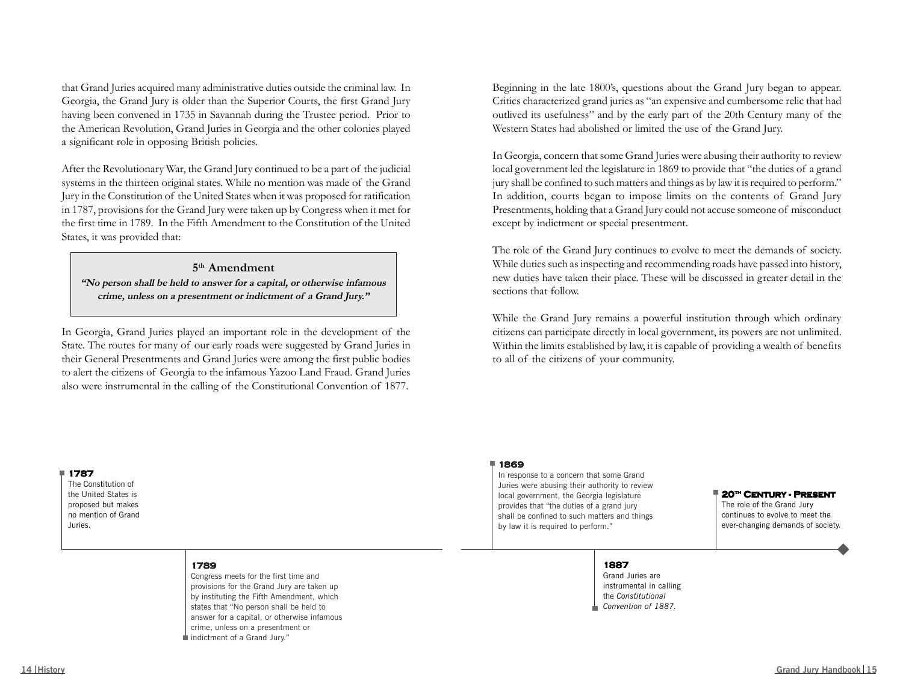that Grand Juries acquired many administrative duties outside the criminal law. In Georgia, the Grand Jury is older than the Superior Courts, the first Grand Jury having been convened in 1735 in Savannah during the Trustee period. Prior to the American Revolution, Grand Juries in Georgia and the other colonies played a significant role in opposing British policies.

After the Revolutionary War, the Grand Jury continued to be a part of the judicial systems in the thirteen original states. While no mention was made of the Grand Jury in the Constitution of the United States when it was proposed for ratification in 1787, provisions for the Grand Jury were taken up by Congress when it met for the first time in 1789. In the Fifth Amendment to the Constitution of the United States, it was provided that:

> **5th Amendment**
>
> ***"No person shall be held to answer for a capital, or otherwise infamous crime, unless on a presentment or indictment of a Grand Jury."***

In Georgia, Grand Juries played an important role in the development of the State. The routes for many of our early roads were suggested by Grand Juries in their General Presentments and Grand Juries were among the first public bodies to alert the citizens of Georgia to the infamous Yazoo Land Fraud. Grand Juries also were instrumental in the calling of the Constitutional Convention of 1877.

Beginning in the late 1800's, questions about the Grand Jury began to appear. Critics characterized grand juries as "an expensive and cumbersome relic that had outlived its usefulness" and by the early part of the 20th Century many of the Western States had abolished or limited the use of the Grand Jury.

In Georgia, concern that some Grand Juries were abusing their authority to review local government led the legislature in 1869 to provide that "the duties of a grand jury shall be confined to such matters and things as by law it is required to perform." In addition, courts began to impose limits on the contents of Grand Jury Presentments, holding that a Grand Jury could not accuse someone of misconduct except by indictment or special presentment.

The role of the Grand Jury continues to evolve to meet the demands of society. While duties such as inspecting and recommending roads have passed into history, new duties have taken their place. These will be discussed in greater detail in the sections that follow.

While the Grand Jury remains a powerful institution through which ordinary citizens can participate directly in local government, its powers are not unlimited. Within the limits established by law, it is capable of providing a wealth of benefits to all of the citizens of your community.

**1787**
The Constitution of the United States is proposed but makes no mention of Grand Juries.

**1789**
Congress meets for the first time and provisions for the Grand Jury are taken up by instituting the Fifth Amendment, which states that "No person shall be held to answer for a capital, or otherwise infamous crime, unless on a presentment or indictment of a Grand Jury."

**1869**
In response to a concern that some Grand Juries were abusing their authority to review local government, the Georgia legislature provides that "the duties of a grand jury shall be confined to such matters and things by law it is required to perform."

**1887**
Grand Juries are instrumental in calling the *Constitutional Convention of 1887*.

**20th Century - Present**
The role of the Grand Jury continues to evolve to meet the ever-changing demands of society.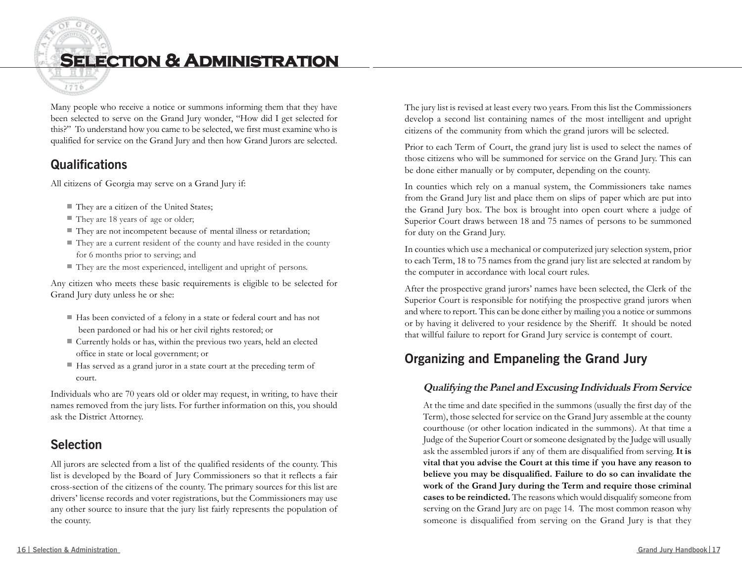# Selection & Administration

Many people who receive a notice or summons informing them that they have been selected to serve on the Grand Jury wonder, "How did I get selected for this?" To understand how you came to be selected, we first must examine who is qualified for service on the Grand Jury and then how Grand Jurors are selected.

## Qualifications

All citizens of Georgia may serve on a Grand Jury if:

- They are a citizen of the United States;
- They are 18 years of age or older;
- They are not incompetent because of mental illness or retardation;
- They are a current resident of the county and have resided in the county for 6 months prior to serving; and
- They are the most experienced, intelligent and upright of persons.

Any citizen who meets these basic requirements is eligible to be selected for Grand Jury duty unless he or she:

- Has been convicted of a felony in a state or federal court and has not been pardoned or had his or her civil rights restored; or
- Currently holds or has, within the previous two years, held an elected office in state or local government; or
- Has served as a grand juror in a state court at the preceding term of court.

Individuals who are 70 years old or older may request, in writing, to have their names removed from the jury lists. For further information on this, you should ask the District Attorney.

## Selection

All jurors are selected from a list of the qualified residents of the county. This list is developed by the Board of Jury Commissioners so that it reflects a fair cross-section of the citizens of the county. The primary sources for this list are drivers' license records and voter registrations, but the Commissioners may use any other source to insure that the jury list fairly represents the population of the county.

The jury list is revised at least every two years. From this list the Commissioners develop a second list containing names of the most intelligent and upright citizens of the community from which the grand jurors will be selected.

Prior to each Term of Court, the grand jury list is used to select the names of those citizens who will be summoned for service on the Grand Jury. This can be done either manually or by computer, depending on the county.

In counties which rely on a manual system, the Commissioners take names from the Grand Jury list and place them on slips of paper which are put into the Grand Jury box. The box is brought into open court where a judge of Superior Court draws between 18 and 75 names of persons to be summoned for duty on the Grand Jury.

In counties which use a mechanical or computerized jury selection system, prior to each Term, 18 to 75 names from the grand jury list are selected at random by the computer in accordance with local court rules.

After the prospective grand jurors' names have been selected, the Clerk of the Superior Court is responsible for notifying the prospective grand jurors when and where to report. This can be done either by mailing you a notice or summons or by having it delivered to your residence by the Sheriff. It should be noted that willful failure to report for Grand Jury service is contempt of court.

## Organizing and Empaneling the Grand Jury

### *Qualifying the Panel and Excusing Individuals From Service*

At the time and date specified in the summons (usually the first day of the Term), those selected for service on the Grand Jury assemble at the county courthouse (or other location indicated in the summons). At that time a Judge of the Superior Court or someone designated by the Judge will usually ask the assembled jurors if any of them are disqualified from serving. **It is vital that you advise the Court at this time if you have any reason to believe you may be disqualified. Failure to do so can invalidate the work of the Grand Jury during the Term and require those criminal cases to be reindicted.** The reasons which would disqualify someone from serving on the Grand Jury are on page 14. The most common reason why someone is disqualified from serving on the Grand Jury is that they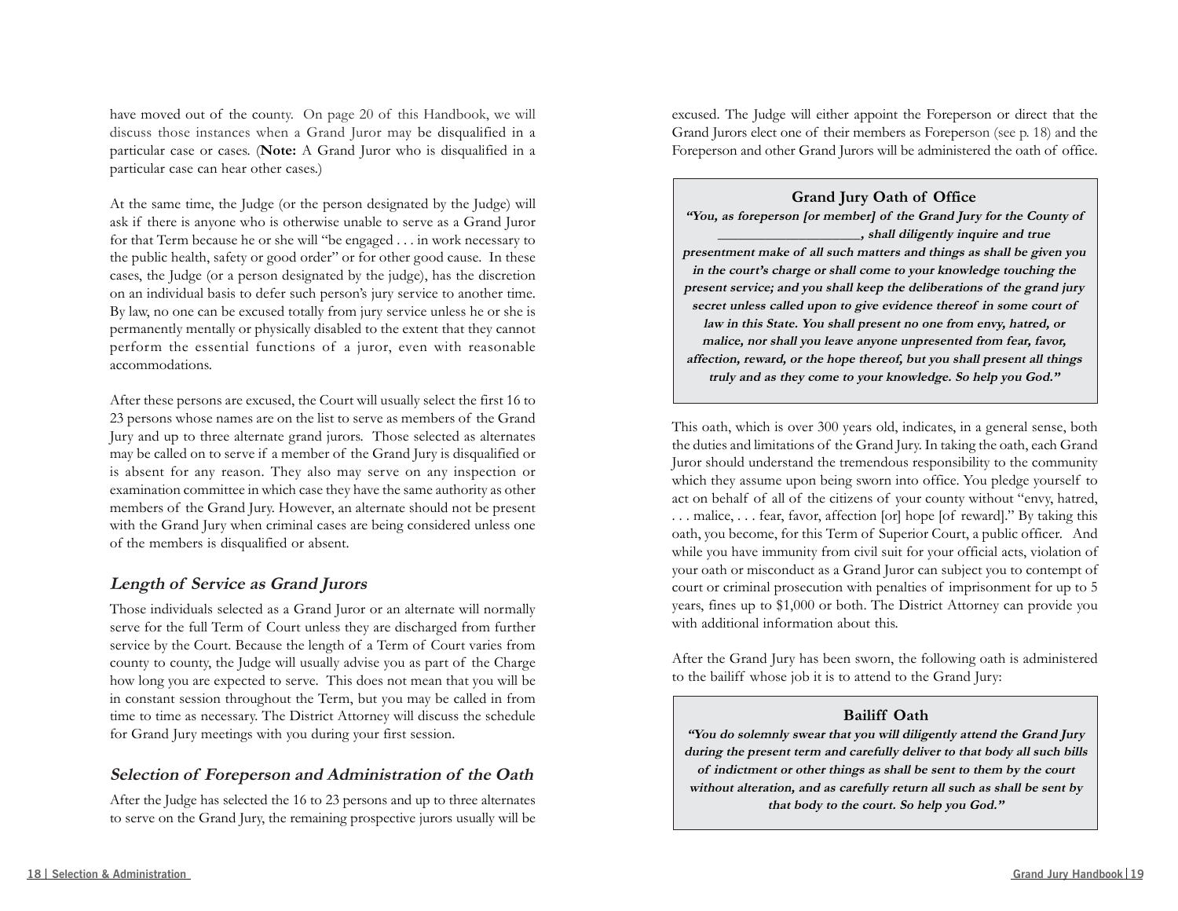have moved out of the county. On page 20 of this Handbook, we will discuss those instances when a Grand Juror may be disqualified in a particular case or cases. (**Note:** A Grand Juror who is disqualified in a particular case can hear other cases.)

At the same time, the Judge (or the person designated by the Judge) will ask if there is anyone who is otherwise unable to serve as a Grand Juror for that Term because he or she will "be engaged . . . in work necessary to the public health, safety or good order" or for other good cause. In these cases, the Judge (or a person designated by the judge), has the discretion on an individual basis to defer such person's jury service to another time. By law, no one can be excused totally from jury service unless he or she is permanently mentally or physically disabled to the extent that they cannot perform the essential functions of a juror, even with reasonable accommodations.

After these persons are excused, the Court will usually select the first 16 to 23 persons whose names are on the list to serve as members of the Grand Jury and up to three alternate grand jurors. Those selected as alternates may be called on to serve if a member of the Grand Jury is disqualified or is absent for any reason. They also may serve on any inspection or examination committee in which case they have the same authority as other members of the Grand Jury. However, an alternate should not be present with the Grand Jury when criminal cases are being considered unless one of the members is disqualified or absent.

### *Length of Service as Grand Jurors*

Those individuals selected as a Grand Juror or an alternate will normally serve for the full Term of Court unless they are discharged from further service by the Court. Because the length of a Term of Court varies from county to county, the Judge will usually advise you as part of the Charge how long you are expected to serve. This does not mean that you will be in constant session throughout the Term, but you may be called in from time to time as necessary. The District Attorney will discuss the schedule for Grand Jury meetings with you during your first session.

### *Selection of Foreperson and Administration of the Oath*

After the Judge has selected the 16 to 23 persons and up to three alternates to serve on the Grand Jury, the remaining prospective jurors usually will be excused. The Judge will either appoint the Foreperson or direct that the Grand Jurors elect one of their members as Foreperson (see p. 18) and the Foreperson and other Grand Jurors will be administered the oath of office.

**Grand Jury Oath of Office**

***"You, as foreperson [or member] of the Grand Jury for the County of \_\_\_\_\_\_\_\_\_\_\_\_\_\_\_\_\_\_\_\_, shall diligently inquire and true presentment make of all such matters and things as shall be given you in the court's charge or shall come to your knowledge touching the present service; and you shall keep the deliberations of the grand jury secret unless called upon to give evidence thereof in some court of law in this State. You shall present no one from envy, hatred, or malice, nor shall you leave anyone unpresented from fear, favor, affection, reward, or the hope thereof, but you shall present all things truly and as they come to your knowledge. So help you God."***

This oath, which is over 300 years old, indicates, in a general sense, both the duties and limitations of the Grand Jury. In taking the oath, each Grand Juror should understand the tremendous responsibility to the community which they assume upon being sworn into office. You pledge yourself to act on behalf of all of the citizens of your county without "envy, hatred, . . . malice, . . . fear, favor, affection [or] hope [of reward]." By taking this oath, you become, for this Term of Superior Court, a public officer. And while you have immunity from civil suit for your official acts, violation of your oath or misconduct as a Grand Juror can subject you to contempt of court or criminal prosecution with penalties of imprisonment for up to 5 years, fines up to $1,000 or both. The District Attorney can provide you with additional information about this.

After the Grand Jury has been sworn, the following oath is administered to the bailiff whose job it is to attend to the Grand Jury:

**Bailiff Oath**

***"You do solemnly swear that you will diligently attend the Grand Jury during the present term and carefully deliver to that body all such bills of indictment or other things as shall be sent to them by the court without alteration, and as carefully return all such as shall be sent by that body to the court. So help you God."***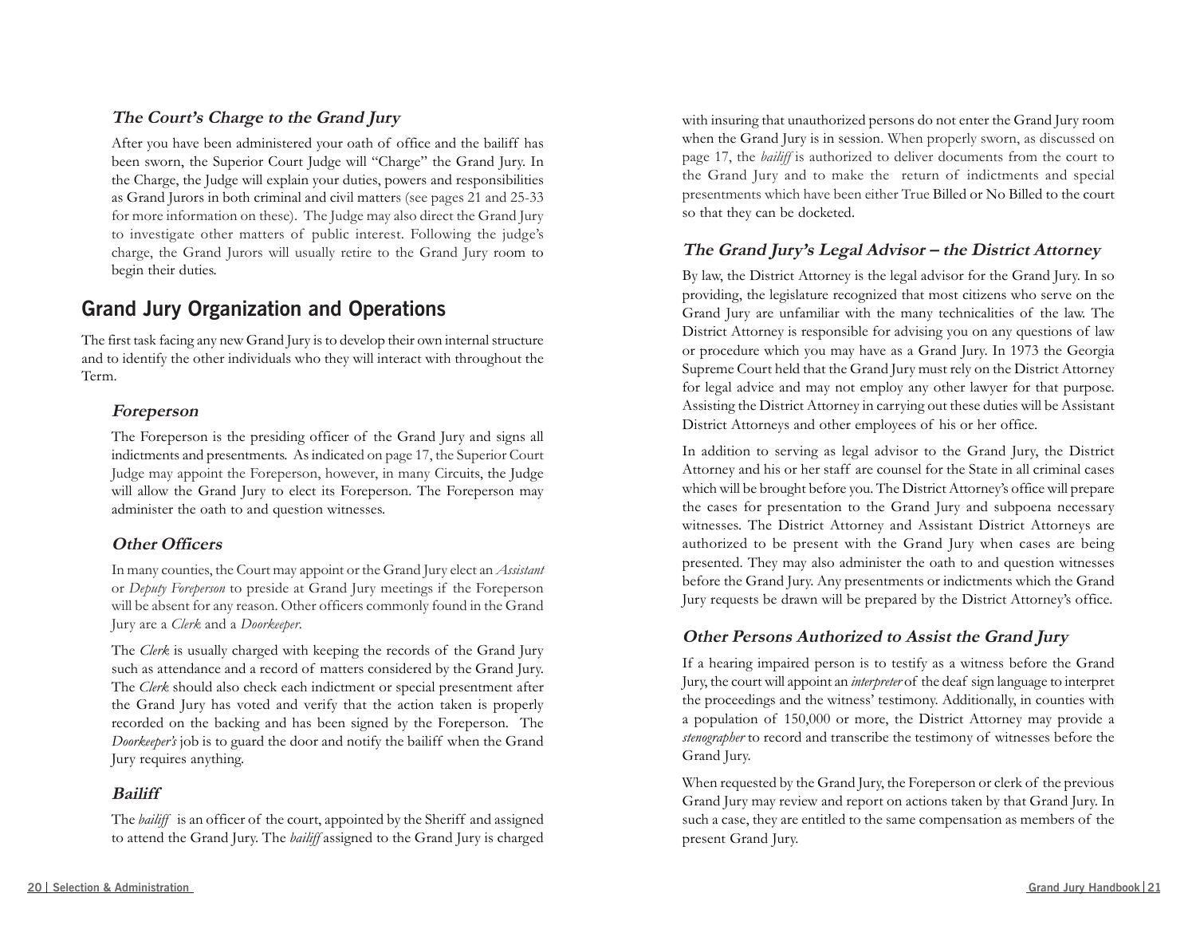### *The Court's Charge to the Grand Jury*

After you have been administered your oath of office and the bailiff has been sworn, the Superior Court Judge will "Charge" the Grand Jury. In the Charge, the Judge will explain your duties, powers and responsibilities as Grand Jurors in both criminal and civil matters (see pages 21 and 25-33 for more information on these). The Judge may also direct the Grand Jury to investigate other matters of public interest. Following the judge's charge, the Grand Jurors will usually retire to the Grand Jury room to begin their duties.

## Grand Jury Organization and Operations

The first task facing any new Grand Jury is to develop their own internal structure and to identify the other individuals who they will interact with throughout the Term.

### *Foreperson*

The Foreperson is the presiding officer of the Grand Jury and signs all indictments and presentments. As indicated on page 17, the Superior Court Judge may appoint the Foreperson, however, in many Circuits, the Judge will allow the Grand Jury to elect its Foreperson. The Foreperson may administer the oath to and question witnesses.

### *Other Officers*

In many counties, the Court may appoint or the Grand Jury elect an *Assistant* or *Deputy Foreperson* to preside at Grand Jury meetings if the Foreperson will be absent for any reason. Other officers commonly found in the Grand Jury are a *Clerk* and a *Doorkeeper*.

The *Clerk* is usually charged with keeping the records of the Grand Jury such as attendance and a record of matters considered by the Grand Jury. The *Clerk* should also check each indictment or special presentment after the Grand Jury has voted and verify that the action taken is properly recorded on the backing and has been signed by the Foreperson. The *Doorkeeper's* job is to guard the door and notify the bailiff when the Grand Jury requires anything.

### *Bailiff*

The *bailiff* is an officer of the court, appointed by the Sheriff and assigned to attend the Grand Jury. The *bailiff* assigned to the Grand Jury is charged with insuring that unauthorized persons do not enter the Grand Jury room when the Grand Jury is in session. When properly sworn, as discussed on page 17, the *bailiff* is authorized to deliver documents from the court to the Grand Jury and to make the return of indictments and special presentments which have been either True Billed or No Billed to the court so that they can be docketed.

### *The Grand Jury's Legal Advisor – the District Attorney*

By law, the District Attorney is the legal advisor for the Grand Jury. In so providing, the legislature recognized that most citizens who serve on the Grand Jury are unfamiliar with the many technicalities of the law. The District Attorney is responsible for advising you on any questions of law or procedure which you may have as a Grand Jury. In 1973 the Georgia Supreme Court held that the Grand Jury must rely on the District Attorney for legal advice and may not employ any other lawyer for that purpose. Assisting the District Attorney in carrying out these duties will be Assistant District Attorneys and other employees of his or her office.

In addition to serving as legal advisor to the Grand Jury, the District Attorney and his or her staff are counsel for the State in all criminal cases which will be brought before you. The District Attorney's office will prepare the cases for presentation to the Grand Jury and subpoena necessary witnesses. The District Attorney and Assistant District Attorneys are authorized to be present with the Grand Jury when cases are being presented. They may also administer the oath to and question witnesses before the Grand Jury. Any presentments or indictments which the Grand Jury requests be drawn will be prepared by the District Attorney's office.

### *Other Persons Authorized to Assist the Grand Jury*

If a hearing impaired person is to testify as a witness before the Grand Jury, the court will appoint an *interpreter* of the deaf sign language to interpret the proceedings and the witness' testimony. Additionally, in counties with a population of 150,000 or more, the District Attorney may provide a *stenographer* to record and transcribe the testimony of witnesses before the Grand Jury.

When requested by the Grand Jury, the Foreperson or clerk of the previous Grand Jury may review and report on actions taken by that Grand Jury. In such a case, they are entitled to the same compensation as members of the present Grand Jury.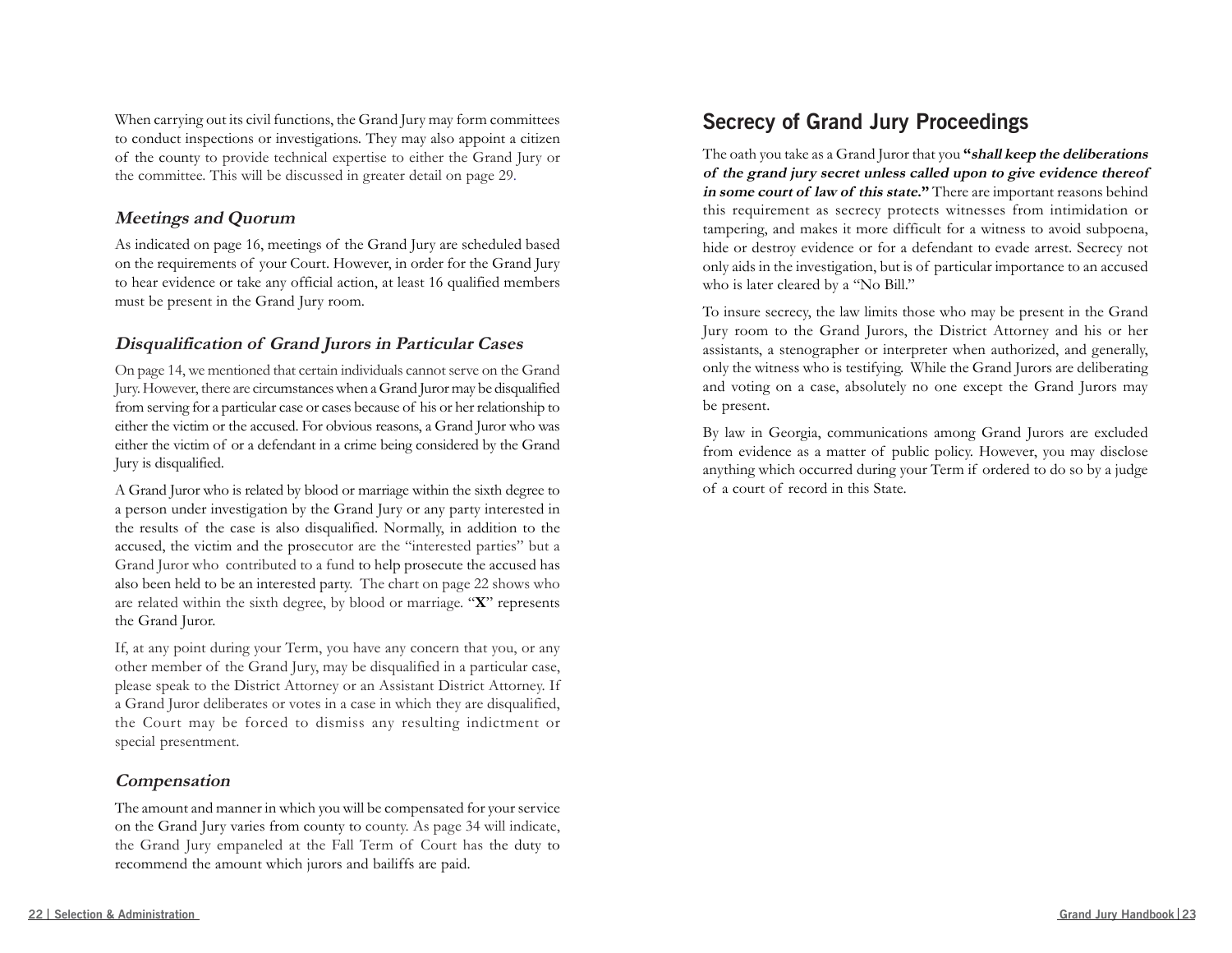When carrying out its civil functions, the Grand Jury may form committees to conduct inspections or investigations. They may also appoint a citizen of the county to provide technical expertise to either the Grand Jury or the committee. This will be discussed in greater detail on page 29.

### *Meetings and Quorum*

As indicated on page 16, meetings of the Grand Jury are scheduled based on the requirements of your Court. However, in order for the Grand Jury to hear evidence or take any official action, at least 16 qualified members must be present in the Grand Jury room.

### *Disqualification of Grand Jurors in Particular Cases*

On page 14, we mentioned that certain individuals cannot serve on the Grand Jury. However, there are circumstances when a Grand Juror may be disqualified from serving for a particular case or cases because of his or her relationship to either the victim or the accused. For obvious reasons, a Grand Juror who was either the victim of or a defendant in a crime being considered by the Grand Jury is disqualified.

A Grand Juror who is related by blood or marriage within the sixth degree to a person under investigation by the Grand Jury or any party interested in the results of the case is also disqualified. Normally, in addition to the accused, the victim and the prosecutor are the "interested parties" but a Grand Juror who contributed to a fund to help prosecute the accused has also been held to be an interested party. The chart on page 22 shows who are related within the sixth degree, by blood or marriage. "**X**" represents the Grand Juror.

If, at any point during your Term, you have any concern that you, or any other member of the Grand Jury, may be disqualified in a particular case, please speak to the District Attorney or an Assistant District Attorney. If a Grand Juror deliberates or votes in a case in which they are disqualified, the Court may be forced to dismiss any resulting indictment or special presentment.

### *Compensation*

The amount and manner in which you will be compensated for your service on the Grand Jury varies from county to county. As page 34 will indicate, the Grand Jury empaneled at the Fall Term of Court has the duty to recommend the amount which jurors and bailiffs are paid.

## Secrecy of Grand Jury Proceedings

The oath you take as a Grand Juror that you **"*shall keep the deliberations of the grand jury secret unless called upon to give evidence thereof in some court of law of this state.*"** There are important reasons behind this requirement as secrecy protects witnesses from intimidation or tampering, and makes it more difficult for a witness to avoid subpoena, hide or destroy evidence or for a defendant to evade arrest. Secrecy not only aids in the investigation, but is of particular importance to an accused who is later cleared by a "No Bill."

To insure secrecy, the law limits those who may be present in the Grand Jury room to the Grand Jurors, the District Attorney and his or her assistants, a stenographer or interpreter when authorized, and generally, only the witness who is testifying. While the Grand Jurors are deliberating and voting on a case, absolutely no one except the Grand Jurors may be present.

By law in Georgia, communications among Grand Jurors are excluded from evidence as a matter of public policy. However, you may disclose anything which occurred during your Term if ordered to do so by a judge of a court of record in this State.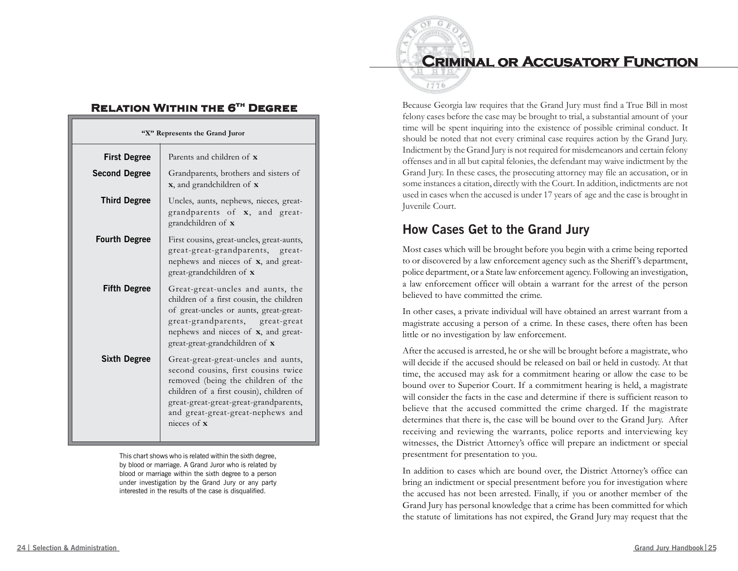## Relation Within the 6th Degree

| "X" Represents the Grand Juror | |
|---|---|
| **First Degree** | Parents and children of **x** |
| **Second Degree** | Grandparents, brothers and sisters of **x**, and grandchildren of **x** |
| **Third Degree** | Uncles, aunts, nephews, nieces, great-grandparents of **x**, and great-grandchildren of **x** |
| **Fourth Degree** | First cousins, great-uncles, great-aunts, great-great-grandparents, great-nephews and nieces of **x**, and great-great-grandchildren of **x** |
| **Fifth Degree** | Great-great-uncles and aunts, the children of a first cousin, the children of great-uncles or aunts, great-great-great-grandparents, great-great nephews and nieces of **x**, and great-great-great-grandchildren of **x** |
| **Sixth Degree** | Great-great-great-uncles and aunts, second cousins, first cousins twice removed (being the children of the children of a first cousin), children of great-great-great-great-grandparents, and great-great-great-nephews and nieces of **x** |

This chart shows who is related within the sixth degree, by blood or marriage. A Grand Juror who is related by blood or marriage within the sixth degree to a person under investigation by the Grand Jury or any party interested in the results of the case is disqualified.

# Criminal or Accusatory Function

Because Georgia law requires that the Grand Jury must find a True Bill in most felony cases before the case may be brought to trial, a substantial amount of your time will be spent inquiring into the existence of possible criminal conduct. It should be noted that not every criminal case requires action by the Grand Jury. Indictment by the Grand Jury is not required for misdemeanors and certain felony offenses and in all but capital felonies, the defendant may waive indictment by the Grand Jury. In these cases, the prosecuting attorney may file an accusation, or in some instances a citation, directly with the Court. In addition, indictments are not used in cases when the accused is under 17 years of age and the case is brought in Juvenile Court.

## How Cases Get to the Grand Jury

Most cases which will be brought before you begin with a crime being reported to or discovered by a law enforcement agency such as the Sheriff's department, police department, or a State law enforcement agency. Following an investigation, a law enforcement officer will obtain a warrant for the arrest of the person believed to have committed the crime.

In other cases, a private individual will have obtained an arrest warrant from a magistrate accusing a person of a crime. In these cases, there often has been little or no investigation by law enforcement.

After the accused is arrested, he or she will be brought before a magistrate, who will decide if the accused should be released on bail or held in custody. At that time, the accused may ask for a commitment hearing or allow the case to be bound over to Superior Court. If a commitment hearing is held, a magistrate will consider the facts in the case and determine if there is sufficient reason to believe that the accused committed the crime charged. If the magistrate determines that there is, the case will be bound over to the Grand Jury. After receiving and reviewing the warrants, police reports and interviewing key witnesses, the District Attorney's office will prepare an indictment or special presentment for presentation to you.

In addition to cases which are bound over, the District Attorney's office can bring an indictment or special presentment before you for investigation where the accused has not been arrested. Finally, if you or another member of the Grand Jury has personal knowledge that a crime has been committed for which the statute of limitations has not expired, the Grand Jury may request that the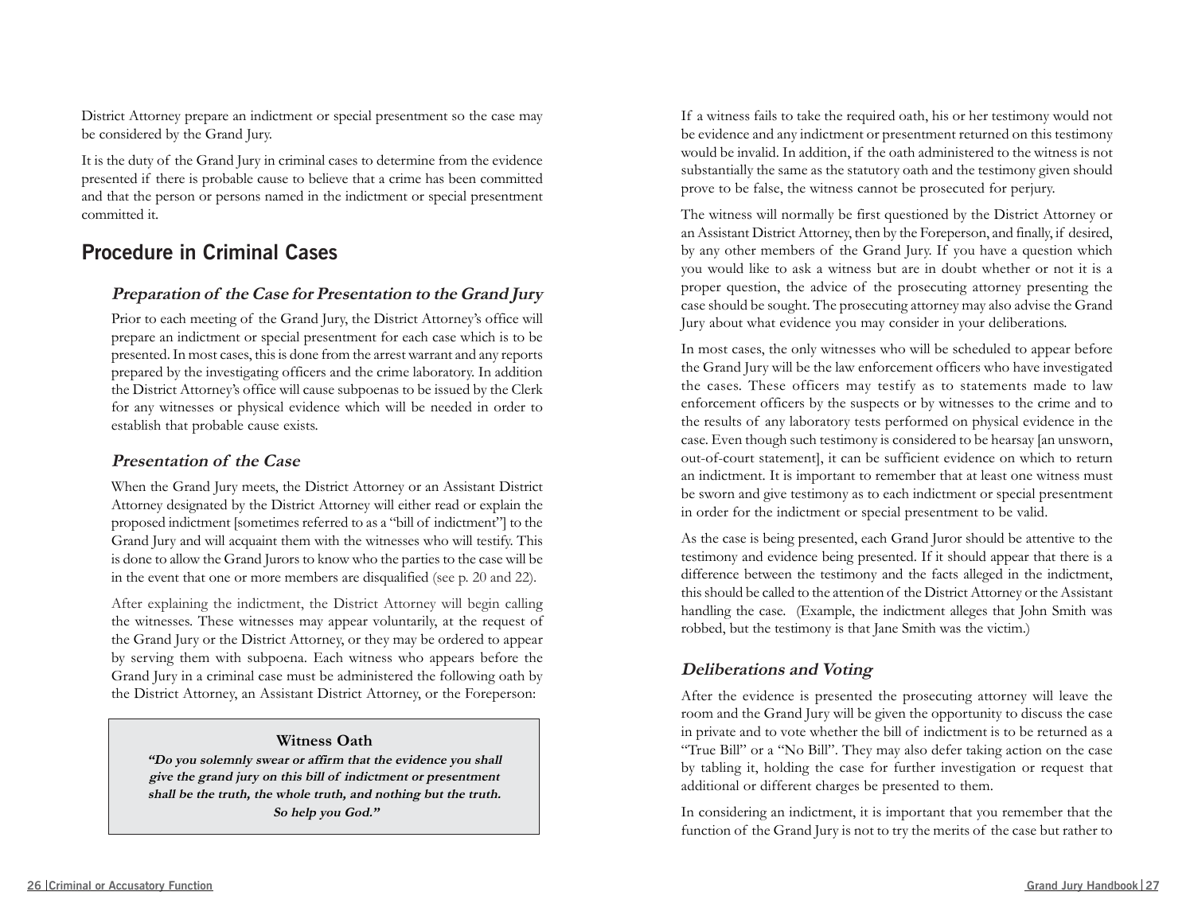District Attorney prepare an indictment or special presentment so the case may be considered by the Grand Jury.

It is the duty of the Grand Jury in criminal cases to determine from the evidence presented if there is probable cause to believe that a crime has been committed and that the person or persons named in the indictment or special presentment committed it.

## Procedure in Criminal Cases

### *Preparation of the Case for Presentation to the Grand Jury*

Prior to each meeting of the Grand Jury, the District Attorney's office will prepare an indictment or special presentment for each case which is to be presented. In most cases, this is done from the arrest warrant and any reports prepared by the investigating officers and the crime laboratory. In addition the District Attorney's office will cause subpoenas to be issued by the Clerk for any witnesses or physical evidence which will be needed in order to establish that probable cause exists.

### *Presentation of the Case*

When the Grand Jury meets, the District Attorney or an Assistant District Attorney designated by the District Attorney will either read or explain the proposed indictment [sometimes referred to as a "bill of indictment"] to the Grand Jury and will acquaint them with the witnesses who will testify. This is done to allow the Grand Jurors to know who the parties to the case will be in the event that one or more members are disqualified (see p. 20 and 22).

After explaining the indictment, the District Attorney will begin calling the witnesses. These witnesses may appear voluntarily, at the request of the Grand Jury or the District Attorney, or they may be ordered to appear by serving them with subpoena. Each witness who appears before the Grand Jury in a criminal case must be administered the following oath by the District Attorney, an Assistant District Attorney, or the Foreperson:

> **Witness Oath**
>
> ***"Do you solemnly swear or affirm that the evidence you shall give the grand jury on this bill of indictment or presentment shall be the truth, the whole truth, and nothing but the truth. So help you God."***

If a witness fails to take the required oath, his or her testimony would not be evidence and any indictment or presentment returned on this testimony would be invalid. In addition, if the oath administered to the witness is not substantially the same as the statutory oath and the testimony given should prove to be false, the witness cannot be prosecuted for perjury.

The witness will normally be first questioned by the District Attorney or an Assistant District Attorney, then by the Foreperson, and finally, if desired, by any other members of the Grand Jury. If you have a question which you would like to ask a witness but are in doubt whether or not it is a proper question, the advice of the prosecuting attorney presenting the case should be sought. The prosecuting attorney may also advise the Grand Jury about what evidence you may consider in your deliberations.

In most cases, the only witnesses who will be scheduled to appear before the Grand Jury will be the law enforcement officers who have investigated the cases. These officers may testify as to statements made to law enforcement officers by the suspects or by witnesses to the crime and to the results of any laboratory tests performed on physical evidence in the case. Even though such testimony is considered to be hearsay [an unsworn, out-of-court statement], it can be sufficient evidence on which to return an indictment. It is important to remember that at least one witness must be sworn and give testimony as to each indictment or special presentment in order for the indictment or special presentment to be valid.

As the case is being presented, each Grand Juror should be attentive to the testimony and evidence being presented. If it should appear that there is a difference between the testimony and the facts alleged in the indictment, this should be called to the attention of the District Attorney or the Assistant handling the case. (Example, the indictment alleges that John Smith was robbed, but the testimony is that Jane Smith was the victim.)

### *Deliberations and Voting*

After the evidence is presented the prosecuting attorney will leave the room and the Grand Jury will be given the opportunity to discuss the case in private and to vote whether the bill of indictment is to be returned as a "True Bill" or a "No Bill". They may also defer taking action on the case by tabling it, holding the case for further investigation or request that additional or different charges be presented to them.

In considering an indictment, it is important that you remember that the function of the Grand Jury is not to try the merits of the case but rather to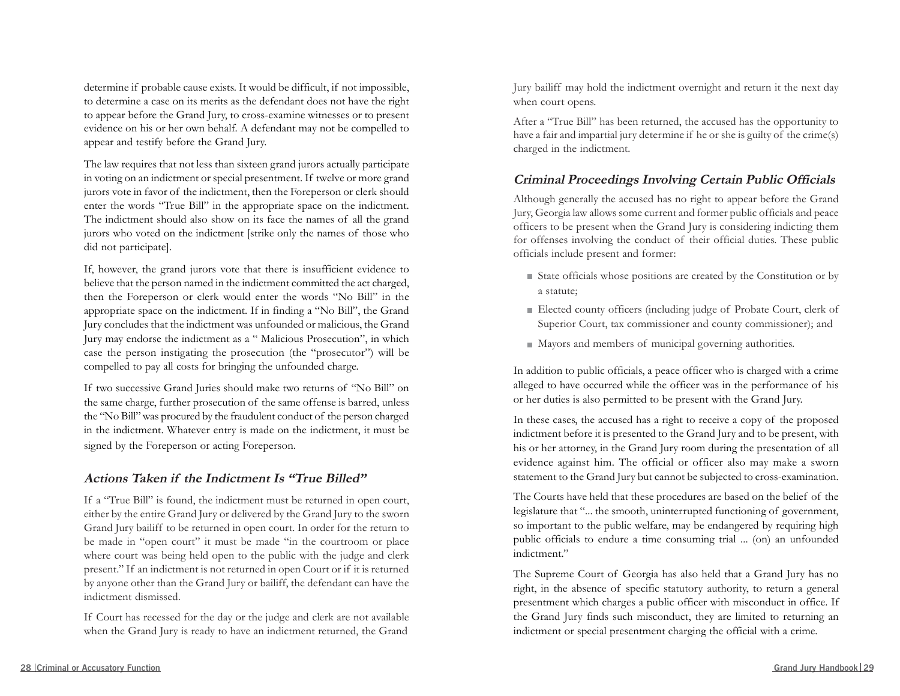determine if probable cause exists. It would be difficult, if not impossible, to determine a case on its merits as the defendant does not have the right to appear before the Grand Jury, to cross-examine witnesses or to present evidence on his or her own behalf. A defendant may not be compelled to appear and testify before the Grand Jury.

The law requires that not less than sixteen grand jurors actually participate in voting on an indictment or special presentment. If twelve or more grand jurors vote in favor of the indictment, then the Foreperson or clerk should enter the words "True Bill" in the appropriate space on the indictment. The indictment should also show on its face the names of all the grand jurors who voted on the indictment [strike only the names of those who did not participate].

If, however, the grand jurors vote that there is insufficient evidence to believe that the person named in the indictment committed the act charged, then the Foreperson or clerk would enter the words "No Bill" in the appropriate space on the indictment. If in finding a "No Bill", the Grand Jury concludes that the indictment was unfounded or malicious, the Grand Jury may endorse the indictment as a " Malicious Prosecution", in which case the person instigating the prosecution (the "prosecutor") will be compelled to pay all costs for bringing the unfounded charge.

If two successive Grand Juries should make two returns of "No Bill" on the same charge, further prosecution of the same offense is barred, unless the "No Bill" was procured by the fraudulent conduct of the person charged in the indictment. Whatever entry is made on the indictment, it must be signed by the Foreperson or acting Foreperson.

### *Actions Taken if the Indictment Is "True Billed"*

If a "True Bill" is found, the indictment must be returned in open court, either by the entire Grand Jury or delivered by the Grand Jury to the sworn Grand Jury bailiff to be returned in open court. In order for the return to be made in "open court" it must be made "in the courtroom or place where court was being held open to the public with the judge and clerk present." If an indictment is not returned in open Court or if it is returned by anyone other than the Grand Jury or bailiff, the defendant can have the indictment dismissed.

If Court has recessed for the day or the judge and clerk are not available when the Grand Jury is ready to have an indictment returned, the Grand Jury bailiff may hold the indictment overnight and return it the next day when court opens.

After a "True Bill" has been returned, the accused has the opportunity to have a fair and impartial jury determine if he or she is guilty of the crime(s) charged in the indictment.

### *Criminal Proceedings Involving Certain Public Officials*

Although generally the accused has no right to appear before the Grand Jury, Georgia law allows some current and former public officials and peace officers to be present when the Grand Jury is considering indicting them for offenses involving the conduct of their official duties. These public officials include present and former:

- State officials whose positions are created by the Constitution or by a statute;
- Elected county officers (including judge of Probate Court, clerk of Superior Court, tax commissioner and county commissioner); and
- Mayors and members of municipal governing authorities.

In addition to public officials, a peace officer who is charged with a crime alleged to have occurred while the officer was in the performance of his or her duties is also permitted to be present with the Grand Jury.

In these cases, the accused has a right to receive a copy of the proposed indictment before it is presented to the Grand Jury and to be present, with his or her attorney, in the Grand Jury room during the presentation of all evidence against him. The official or officer also may make a sworn statement to the Grand Jury but cannot be subjected to cross-examination.

The Courts have held that these procedures are based on the belief of the legislature that "... the smooth, uninterrupted functioning of government, so important to the public welfare, may be endangered by requiring high public officials to endure a time consuming trial ... (on) an unfounded indictment."

The Supreme Court of Georgia has also held that a Grand Jury has no right, in the absence of specific statutory authority, to return a general presentment which charges a public officer with misconduct in office. If the Grand Jury finds such misconduct, they are limited to returning an indictment or special presentment charging the official with a crime.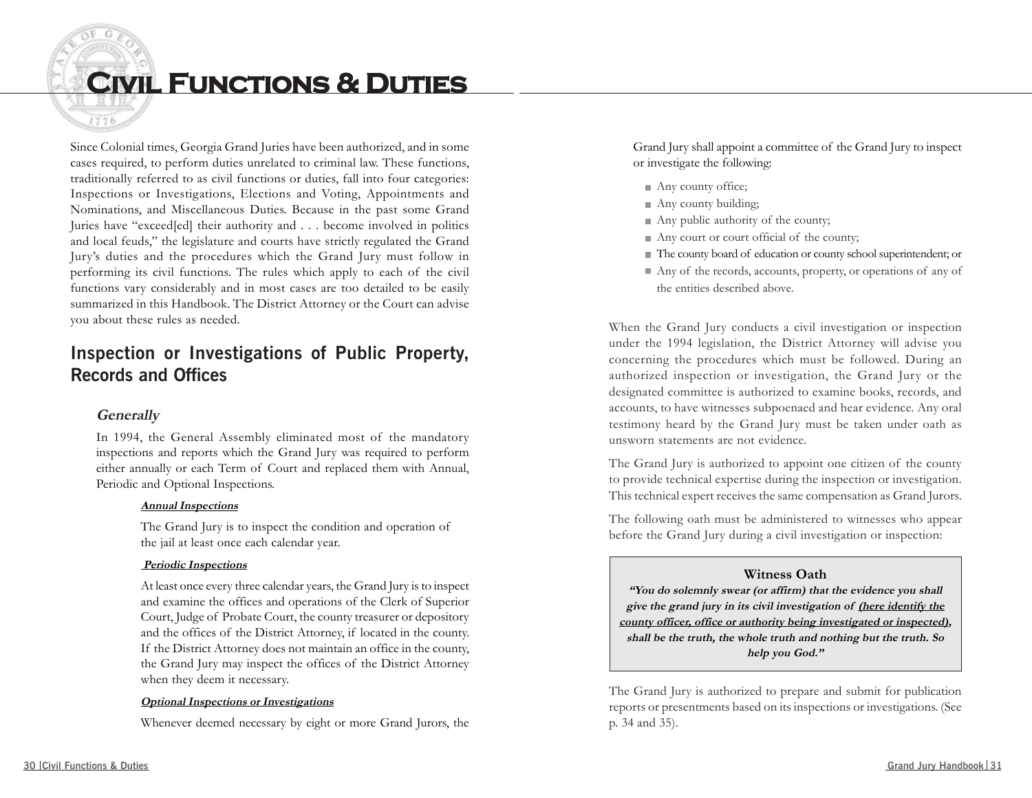# Civil Functions & Duties

Since Colonial times, Georgia Grand Juries have been authorized, and in some cases required, to perform duties unrelated to criminal law. These functions, traditionally referred to as civil functions or duties, fall into four categories: Inspections or Investigations, Elections and Voting, Appointments and Nominations, and Miscellaneous Duties. Because in the past some Grand Juries have "exceed[ed] their authority and . . . become involved in politics and local feuds," the legislature and courts have strictly regulated the Grand Jury's duties and the procedures which the Grand Jury must follow in performing its civil functions. The rules which apply to each of the civil functions vary considerably and in most cases are too detailed to be easily summarized in this Handbook. The District Attorney or the Court can advise you about these rules as needed.

## Inspection or Investigations of Public Property, Records and Offices

### *Generally*

In 1994, the General Assembly eliminated most of the mandatory inspections and reports which the Grand Jury was required to perform either annually or each Term of Court and replaced them with Annual, Periodic and Optional Inspections.

***Annual Inspections***

The Grand Jury is to inspect the condition and operation of the jail at least once each calendar year.

***Periodic Inspections***

At least once every three calendar years, the Grand Jury is to inspect and examine the offices and operations of the Clerk of Superior Court, Judge of Probate Court, the county treasurer or depository and the offices of the District Attorney, if located in the county. If the District Attorney does not maintain an office in the county, the Grand Jury may inspect the offices of the District Attorney when they deem it necessary.

***Optional Inspections or Investigations***

Whenever deemed necessary by eight or more Grand Jurors, the Grand Jury shall appoint a committee of the Grand Jury to inspect or investigate the following:

- Any county office;
- Any county building;
- Any public authority of the county;
- Any court or court official of the county;
- The county board of education or county school superintendent; or
- Any of the records, accounts, property, or operations of any of the entities described above.

When the Grand Jury conducts a civil investigation or inspection under the 1994 legislation, the District Attorney will advise you concerning the procedures which must be followed. During an authorized inspection or investigation, the Grand Jury or the designated committee is authorized to examine books, records, and accounts, to have witnesses subpoenaed and hear evidence. Any oral testimony heard by the Grand Jury must be taken under oath as unsworn statements are not evidence.

The Grand Jury is authorized to appoint one citizen of the county to provide technical expertise during the inspection or investigation. This technical expert receives the same compensation as Grand Jurors.

The following oath must be administered to witnesses who appear before the Grand Jury during a civil investigation or inspection:

> **Witness Oath**
>
> ***"You do solemnly swear (or affirm) that the evidence you shall give the grand jury in its civil investigation of (here identify the county officer, office or authority being investigated or inspected), shall be the truth, the whole truth and nothing but the truth. So help you God."***

The Grand Jury is authorized to prepare and submit for publication reports or presentments based on its inspections or investigations. (See p. 34 and 35).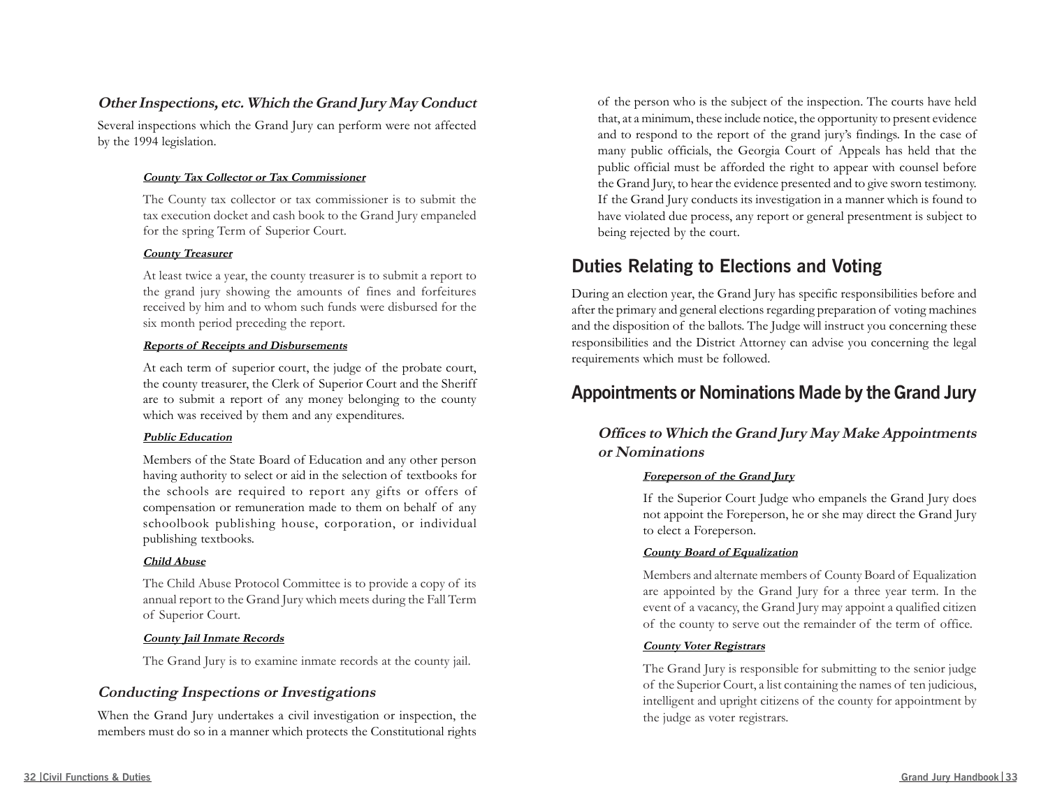### *Other Inspections, etc. Which the Grand Jury May Conduct*

Several inspections which the Grand Jury can perform were not affected by the 1994 legislation.

#### ***County Tax Collector or Tax Commissioner***

The County tax collector or tax commissioner is to submit the tax execution docket and cash book to the Grand Jury empaneled for the spring Term of Superior Court.

#### ***County Treasurer***

At least twice a year, the county treasurer is to submit a report to the grand jury showing the amounts of fines and forfeitures received by him and to whom such funds were disbursed for the six month period preceding the report.

#### ***Reports of Receipts and Disbursements***

At each term of superior court, the judge of the probate court, the county treasurer, the Clerk of Superior Court and the Sheriff are to submit a report of any money belonging to the county which was received by them and any expenditures.

#### ***Public Education***

Members of the State Board of Education and any other person having authority to select or aid in the selection of textbooks for the schools are required to report any gifts or offers of compensation or remuneration made to them on behalf of any schoolbook publishing house, corporation, or individual publishing textbooks.

#### ***Child Abuse***

The Child Abuse Protocol Committee is to provide a copy of its annual report to the Grand Jury which meets during the Fall Term of Superior Court.

#### ***County Jail Inmate Records***

The Grand Jury is to examine inmate records at the county jail.

### *Conducting Inspections or Investigations*

When the Grand Jury undertakes a civil investigation or inspection, the members must do so in a manner which protects the Constitutional rights of the person who is the subject of the inspection. The courts have held that, at a minimum, these include notice, the opportunity to present evidence and to respond to the report of the grand jury's findings. In the case of many public officials, the Georgia Court of Appeals has held that the public official must be afforded the right to appear with counsel before the Grand Jury, to hear the evidence presented and to give sworn testimony. If the Grand Jury conducts its investigation in a manner which is found to have violated due process, any report or general presentment is subject to being rejected by the court.

## Duties Relating to Elections and Voting

During an election year, the Grand Jury has specific responsibilities before and after the primary and general elections regarding preparation of voting machines and the disposition of the ballots. The Judge will instruct you concerning these responsibilities and the District Attorney can advise you concerning the legal requirements which must be followed.

## Appointments or Nominations Made by the Grand Jury

### *Offices to Which the Grand Jury May Make Appointments or Nominations*

#### ***Foreperson of the Grand Jury***

If the Superior Court Judge who empanels the Grand Jury does not appoint the Foreperson, he or she may direct the Grand Jury to elect a Foreperson.

#### ***County Board of Equalization***

Members and alternate members of County Board of Equalization are appointed by the Grand Jury for a three year term. In the event of a vacancy, the Grand Jury may appoint a qualified citizen of the county to serve out the remainder of the term of office.

#### ***County Voter Registrars***

The Grand Jury is responsible for submitting to the senior judge of the Superior Court, a list containing the names of ten judicious, intelligent and upright citizens of the county for appointment by the judge as voter registrars.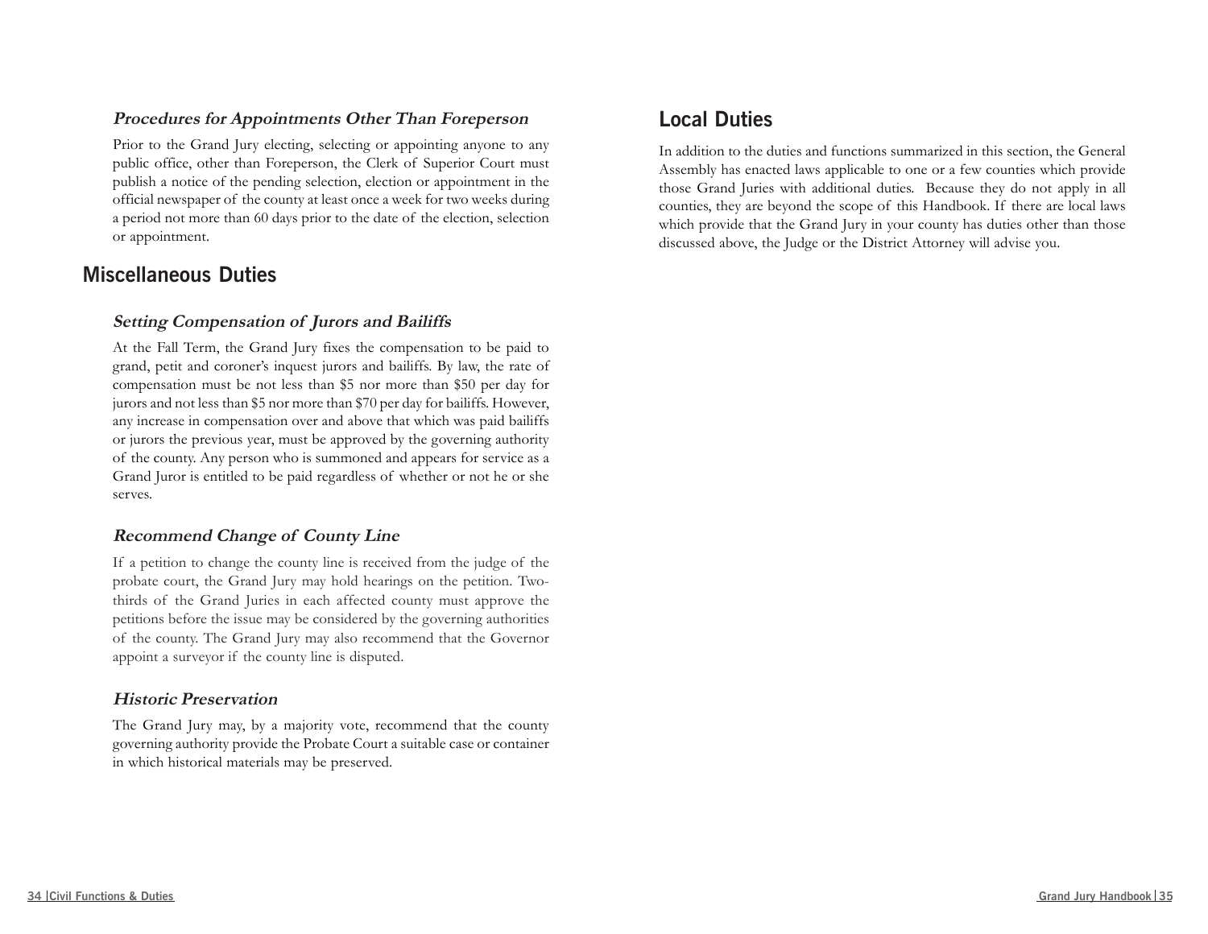### *Procedures for Appointments Other Than Foreperson*

Prior to the Grand Jury electing, selecting or appointing anyone to any public office, other than Foreperson, the Clerk of Superior Court must publish a notice of the pending selection, election or appointment in the official newspaper of the county at least once a week for two weeks during a period not more than 60 days prior to the date of the election, selection or appointment.

## Miscellaneous Duties

### *Setting Compensation of Jurors and Bailiffs*

At the Fall Term, the Grand Jury fixes the compensation to be paid to grand, petit and coroner's inquest jurors and bailiffs. By law, the rate of compensation must be not less than $5 nor more than $50 per day for jurors and not less than $5 nor more than $70 per day for bailiffs. However, any increase in compensation over and above that which was paid bailiffs or jurors the previous year, must be approved by the governing authority of the county. Any person who is summoned and appears for service as a Grand Juror is entitled to be paid regardless of whether or not he or she serves.

### *Recommend Change of County Line*

If a petition to change the county line is received from the judge of the probate court, the Grand Jury may hold hearings on the petition. Two-thirds of the Grand Juries in each affected county must approve the petitions before the issue may be considered by the governing authorities of the county. The Grand Jury may also recommend that the Governor appoint a surveyor if the county line is disputed.

### *Historic Preservation*

The Grand Jury may, by a majority vote, recommend that the county governing authority provide the Probate Court a suitable case or container in which historical materials may be preserved.

## Local Duties

In addition to the duties and functions summarized in this section, the General Assembly has enacted laws applicable to one or a few counties which provide those Grand Juries with additional duties. Because they do not apply in all counties, they are beyond the scope of this Handbook. If there are local laws which provide that the Grand Jury in your county has duties other than those discussed above, the Judge or the District Attorney will advise you.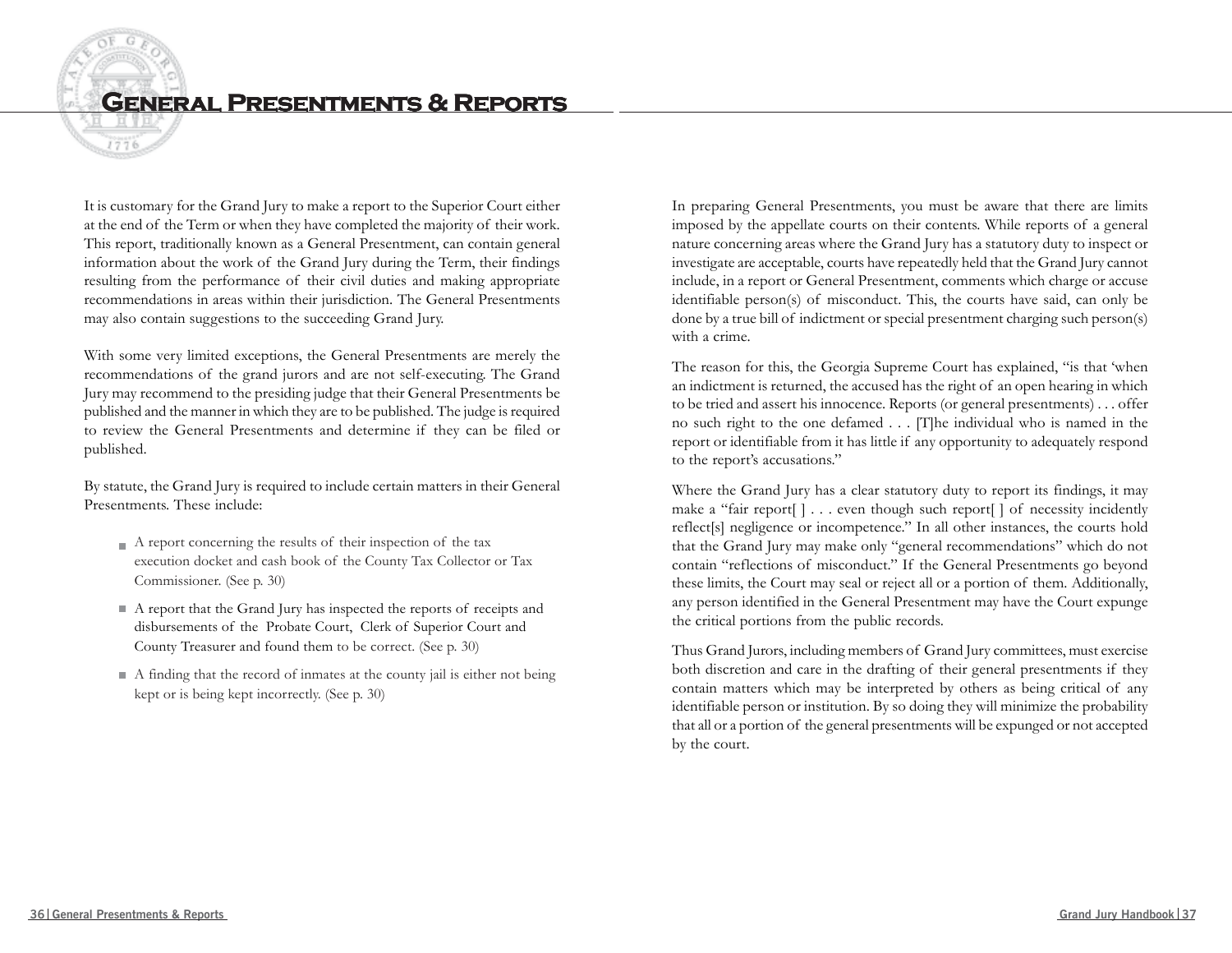# General Presentments & Reports

It is customary for the Grand Jury to make a report to the Superior Court either at the end of the Term or when they have completed the majority of their work. This report, traditionally known as a General Presentment, can contain general information about the work of the Grand Jury during the Term, their findings resulting from the performance of their civil duties and making appropriate recommendations in areas within their jurisdiction. The General Presentments may also contain suggestions to the succeeding Grand Jury.

With some very limited exceptions, the General Presentments are merely the recommendations of the grand jurors and are not self-executing. The Grand Jury may recommend to the presiding judge that their General Presentments be published and the manner in which they are to be published. The judge is required to review the General Presentments and determine if they can be filed or published.

By statute, the Grand Jury is required to include certain matters in their General Presentments. These include:

- A report concerning the results of their inspection of the tax execution docket and cash book of the County Tax Collector or Tax Commissioner. (See p. 30)
- A report that the Grand Jury has inspected the reports of receipts and disbursements of the Probate Court, Clerk of Superior Court and County Treasurer and found them to be correct. (See p. 30)
- A finding that the record of inmates at the county jail is either not being kept or is being kept incorrectly. (See p. 30)

In preparing General Presentments, you must be aware that there are limits imposed by the appellate courts on their contents. While reports of a general nature concerning areas where the Grand Jury has a statutory duty to inspect or investigate are acceptable, courts have repeatedly held that the Grand Jury cannot include, in a report or General Presentment, comments which charge or accuse identifiable person(s) of misconduct. This, the courts have said, can only be done by a true bill of indictment or special presentment charging such person(s) with a crime.

The reason for this, the Georgia Supreme Court has explained, "is that 'when an indictment is returned, the accused has the right of an open hearing in which to be tried and assert his innocence. Reports (or general presentments) . . . offer no such right to the one defamed . . . [T]he individual who is named in the report or identifiable from it has little if any opportunity to adequately respond to the report's accusations."

Where the Grand Jury has a clear statutory duty to report its findings, it may make a "fair report[ ] . . . even though such report[ ] of necessity incidently reflect[s] negligence or incompetence." In all other instances, the courts hold that the Grand Jury may make only "general recommendations" which do not contain "reflections of misconduct." If the General Presentments go beyond these limits, the Court may seal or reject all or a portion of them. Additionally, any person identified in the General Presentment may have the Court expunge the critical portions from the public records.

Thus Grand Jurors, including members of Grand Jury committees, must exercise both discretion and care in the drafting of their general presentments if they contain matters which may be interpreted by others as being critical of any identifiable person or institution. By so doing they will minimize the probability that all or a portion of the general presentments will be expunged or not accepted by the court.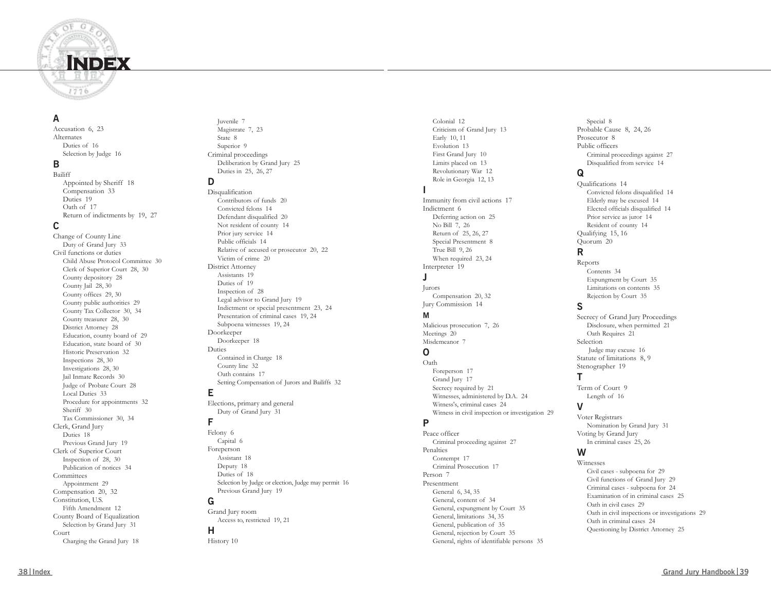# Index

## A

Accusation 6, 23
Alternates
- Duties of 16
- Selection by Judge 16

## B

Bailiff
- Appointed by Sheriff 18
- Compensation 33
- Duties 19
- Oath of 17
- Return of indictments by 19, 27

## C

Change of County Line
- Duty of Grand Jury 33

Civil functions or duties
- Child Abuse Protocol Committee 30
- Clerk of Superior Court 28, 30
- County depository 28
- County Jail 28, 30
- County offices 29, 30
- County public authorities 29
- County Tax Collector 30, 34
- County treasurer 28, 30
- District Attorney 28
- Education, county board of 29
- Education, state board of 30
- Historic Preservation 32
- Inspections 28, 30
- Investigations 28, 30
- Jail Inmate Records 30
- Judge of Probate Court 28
- Local Duties 33
- Procedure for appointments 32
- Sheriff 30
- Tax Commissioner 30, 34

Clerk, Grand Jury
- Duties 18
- Previous Grand Jury 19

Clerk of Superior Court
- Inspection of 28, 30
- Publication of notices 34

Committees
- Appointment 29

Compensation 20, 32

Constitution, U.S.
- Fifth Amendment 12

County Board of Equalization
- Selection by Grand Jury 31

Court
- Charging the Grand Jury 18
- Juvenile 7
- Magistrate 7, 23
- State 8
- Superior 9

Criminal proceedings
- Deliberation by Grand Jury 25
- Duties in 25, 26, 27

## D

Disqualification
- Contributors of funds 20
- Convicted felons 14
- Defendant disqualified 20
- Not resident of county 14
- Prior jury service 14
- Public officials 14
- Relative of accused or prosecutor 20, 22
- Victim of crime 20

District Attorney
- Assistants 19
- Duties of 19
- Inspection of 28
- Legal advisor to Grand Jury 19
- Indictment or special presentment 23, 24
- Presentation of criminal cases 19, 24
- Subpoena witnesses 19, 24

Doorkeeper
- Doorkeeper 18

Duties
- Contained in Charge 18
- County line 32
- Oath contains 17
- Setting Compensation of Jurors and Bailiffs 32

## E

Elections, primary and general
- Duty of Grand Jury 31

## F

Felony 6
- Capital 6

Foreperson
- Assistant 18
- Deputy 18
- Duties of 18
- Selection by Judge or election, Judge may permit 16
- Previous Grand Jury 19

## G

Grand Jury room
- Access to, restricted 19, 21

## H

History 10
- Colonial 12
- Criticism of Grand Jury 13
- Early 10, 11
- Evolution 13
- First Grand Jury 10
- Limits placed on 13
- Revolutionary War 12
- Role in Georgia 12, 13

## I

Immunity from civil actions 17

Indictment 6
- Deferring action on 25
- No Bill 7, 26
- Return of 25, 26, 27
- Special Presentment 8
- True Bill 9, 26
- When required 23, 24

Interpreter 19

## J

Jurors
- Compensation 20, 32

Jury Commission 14

## M

Malicious prosecution 7, 26

Meetings 20

Misdemeanor 7

## O

Oath
- Foreperson 17
- Grand Jury 17
- Secrecy required by 21
- Witnesses, administered by D.A. 24
- Witness's, criminal cases 24
- Witness in civil inspection or investigation 29

## P

Peace officer
- Criminal proceeding against 27

Penalties
- Contempt 17
- Criminal Prosecution 17

Person 7

Presentment
- General 6, 34, 35
- General, content of 34
- General, expungment by Court 35
- General, limitations 34, 35
- General, publication of 35
- General, rejection by Court 35
- General, rights of identifiable persons 35
- Special 8

Probable Cause 8, 24, 26

Prosecutor 8

Public officers
- Criminal proceedings against 27
- Disqualified from service 14

## Q

Qualifications 14
- Convicted felons disqualified 14
- Elderly may be excused 14
- Elected officials disqualified 14
- Prior service as juror 14
- Resident of county 14

Qualifying 15, 16

Quorum 20

## R

Reports
- Contents 34
- Expungment by Court 35
- Limitations on contents 35
- Rejection by Court 35

## S

Secrecy of Grand Jury Proceedings
- Disclosure, when permitted 21
- Oath Requires 21

Selection
- Judge may excuse 16

Statute of limitations 8, 9

Stenographer 19

## T

Term of Court 9
- Length of 16

## V

Voter Registrars
- Nomination by Grand Jury 31

Voting by Grand Jury
- In criminal cases 25, 26

## W

Witnesses
- Civil cases - subpoena for 29
- Civil functions of Grand Jury 29
- Criminal cases - subpoena for 24
- Examination of in criminal cases 25
- Oath in civil cases 29
- Oath in civil inspections or investigations 29
- Oath in criminal cases 24
- Questioning by District Attorney 25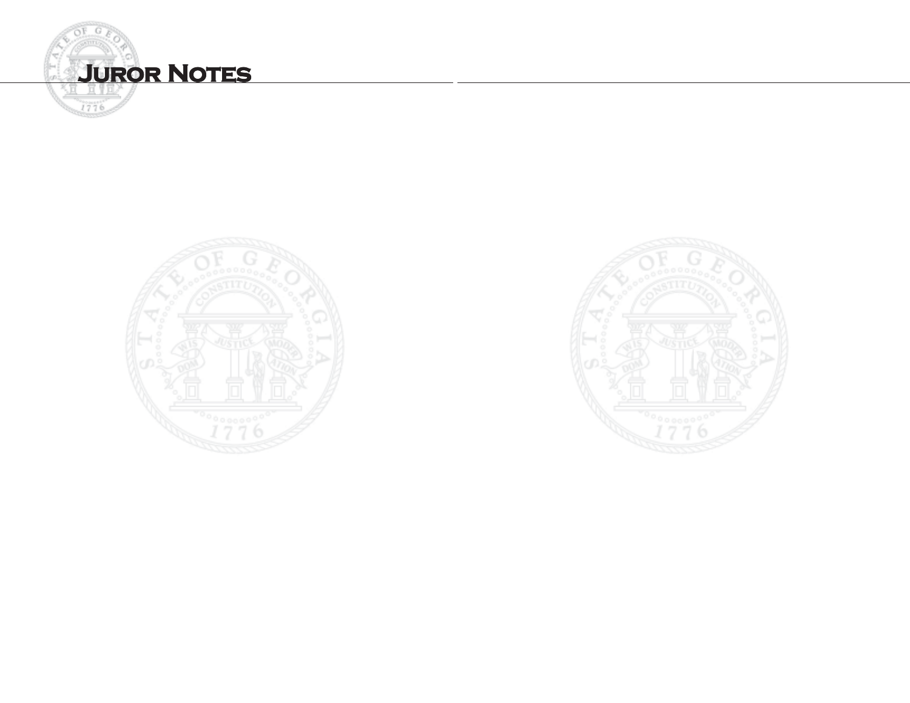# Juror Notes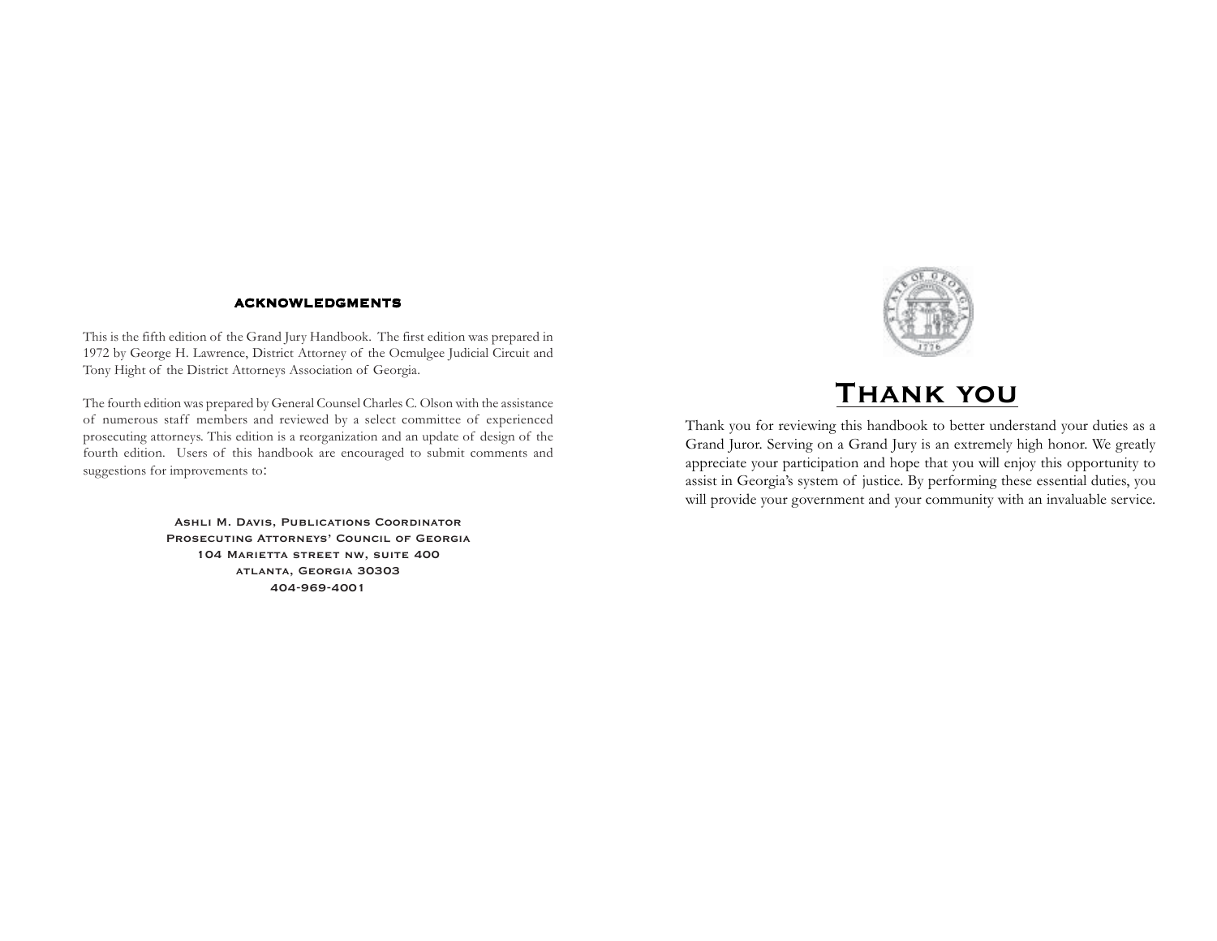## ACKNOWLEDGMENTS

This is the fifth edition of the Grand Jury Handbook. The first edition was prepared in 1972 by George H. Lawrence, District Attorney of the Ocmulgee Judicial Circuit and Tony Hight of the District Attorneys Association of Georgia.

The fourth edition was prepared by General Counsel Charles C. Olson with the assistance of numerous staff members and reviewed by a select committee of experienced prosecuting attorneys. This edition is a reorganization and an update of design of the fourth edition. Users of this handbook are encouraged to submit comments and suggestions for improvements to:

Ashli M. Davis, Publications Coordinator
Prosecuting Attorneys' Council of Georgia
104 Marietta street nw, suite 400
atlanta, Georgia 30303
404-969-4001

# Thank you

Thank you for reviewing this handbook to better understand your duties as a Grand Juror. Serving on a Grand Jury is an extremely high honor. We greatly appreciate your participation and hope that you will enjoy this opportunity to assist in Georgia's system of justice. By performing these essential duties, you will provide your government and your community with an invaluable service.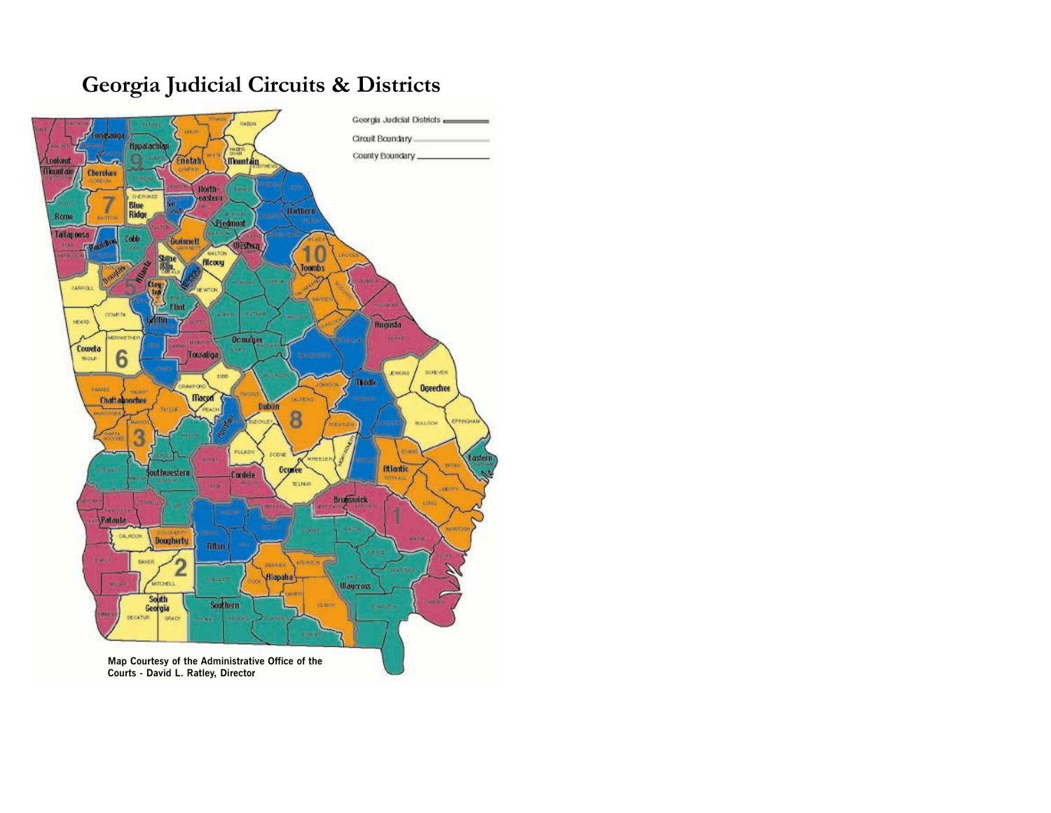# Georgia Judicial Circuits & Districts

Georgia Judicial Districts

Circuit Boundary

County Boundary

Map Courtesy of the Administrative Office of the Courts - David L. Ratley, Director